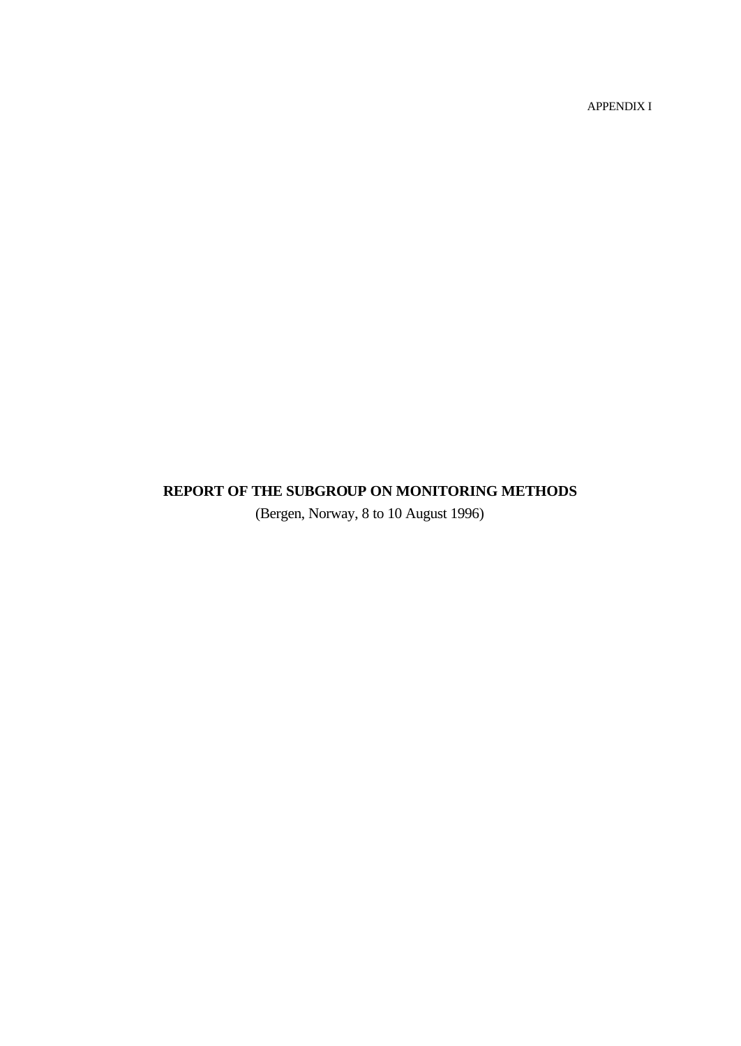APPENDIX I

# REPORT OF THE SUBGROUP ON MONITORING METHODS

(Bergen, Norway, 8 to 10 August 1996)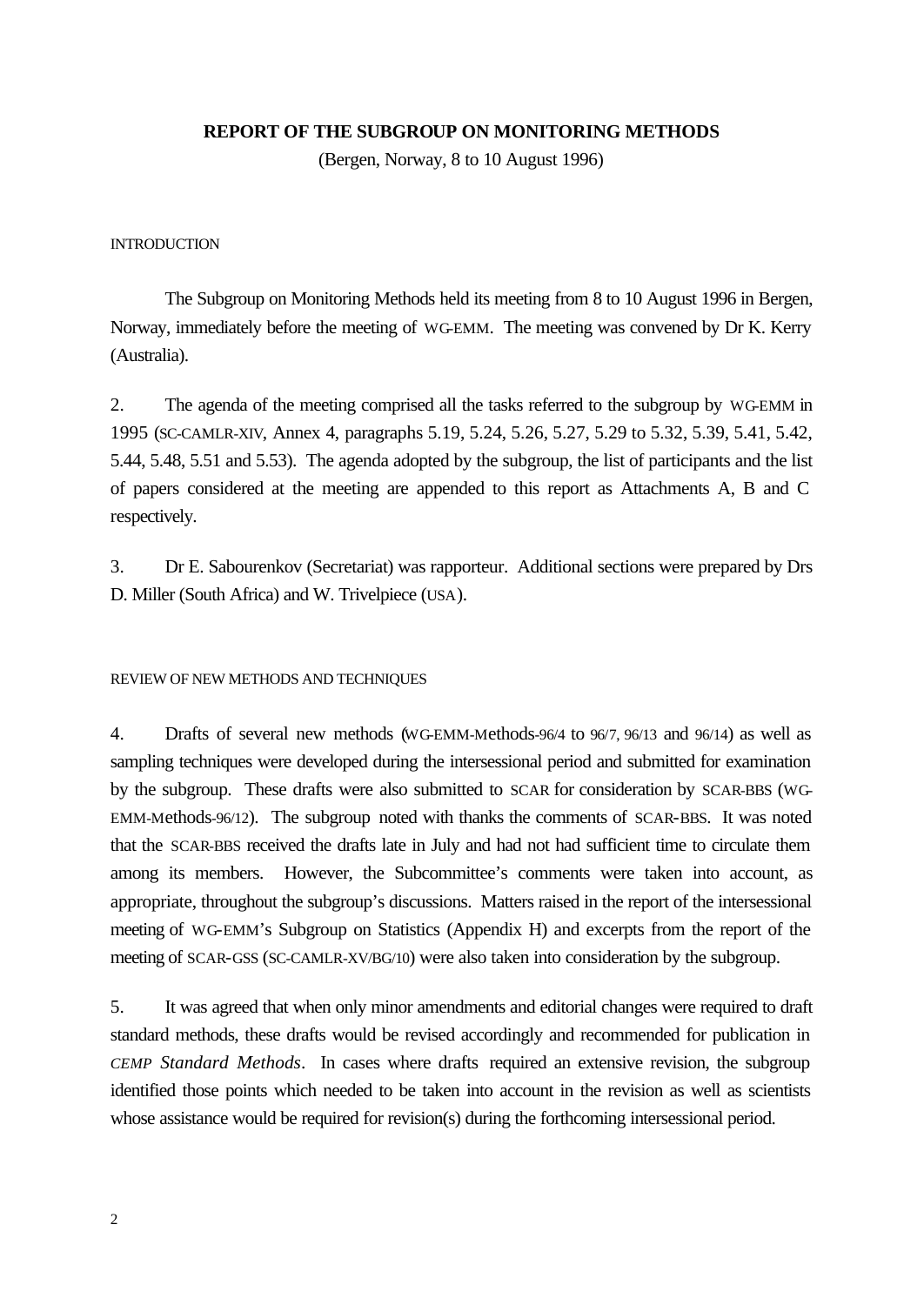# REPORT OF THE SUBGROUP ON MONITORING METHODS

(Bergen, Norway, 8 to 10 August 1996)

## INTRODUCTION

The Subgroup on Monitoring Methods held its meeting from 8 to 10 August 1996 in Bergen, Norway, immediately before the meeting of WG-EMM. The meeting was convened by Dr K. Kerry (Australia).

2. The agenda of the meeting comprised all the tasks referred to the subgroup by WG-EMM in 1995 (SC-CAMLR-XIV, Annex 4, paragraphs 5.19, 5.24, 5.26, 5.27, 5.29 to 5.32, 5.39, 5.41, 5.42, 5.44, 5.48, 5.51 and 5.53). The agenda adopted by the subgroup, the list of participants and the list of papers considered at the meeting are appended to this report as Attachments A, B and C respectively.

3. Dr E. Sabourenkov (Secretariat) was rapporteur. Additional sections were prepared by Drs D. Miller (South Africa) and W. Trivelpiece (USA).

## REVIEW OF NEW METHODS AND TECHNIQUES

4. Drafts of several new methods (WG-EMM-Methods-96/4 to 96/7, 96/13 and 96/14) as well as sampling techniques were developed during the intersessional period and submitted for examination by the subgroup. These drafts were also submitted to SCAR for consideration by SCAR-BBS (WG-EMM-Methods-96/12). The subgroup noted with thanks the comments of SCAR-BBS. It was noted that the SCAR-BBS received the drafts late in July and had not had sufficient time to circulate them among its members. However, the Subcommittee's comments were taken into account, as appropriate, throughout the subgroup's discussions. Matters raised in the report of the intersessional meeting of WG-EMM's Subgroup on Statistics (Appendix H) and excerpts from the report of the meeting of SCAR-GSS (SC-CAMLR-XV/BG/10) were also taken into consideration by the subgroup.

5. It was agreed that when only minor amendments and editorial changes were required to draft standard methods, these drafts would be revised accordingly and recommended for publication in *CEMP Standard Methods*. In cases where drafts required an extensive revision, the subgroup identified those points which needed to be taken into account in the revision as well as scientists whose assistance would be required for revision(s) during the forthcoming intersessional period.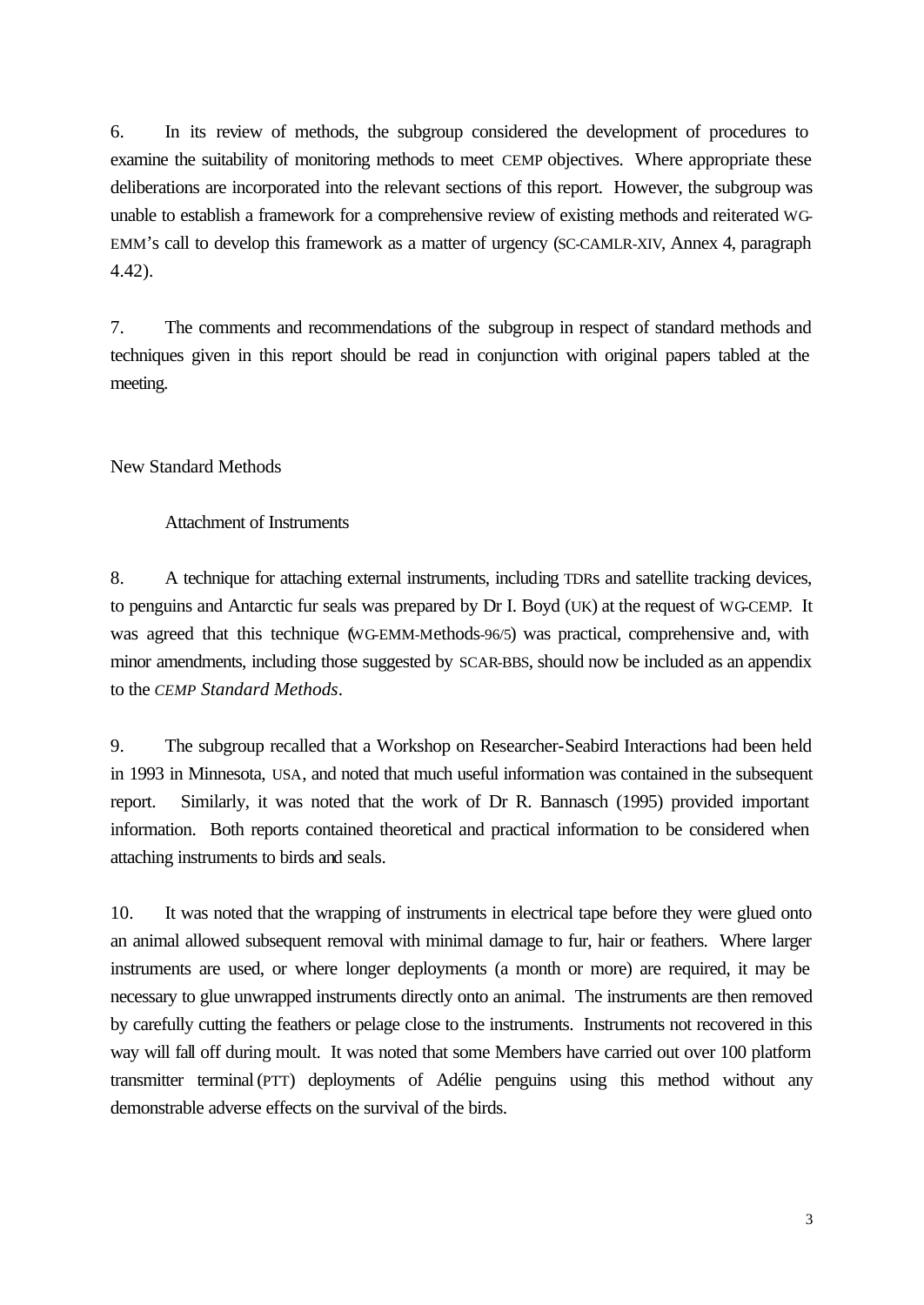6. In its review of methods, the subgroup considered the development of procedures to examine the suitability of monitoring methods to meet CEMP objectives. Where appropriate these deliberations are incorporated into the relevant sections of this report. However, the subgroup was unable to establish a framework for a comprehensive review of existing methods and reiterated WG-EMM's call to develop this framework as a matter of urgency (SC-CAMLR-XIV, Annex 4, paragraph 4.42).

7. The comments and recommendations of the subgroup in respect of standard methods and techniques given in this report should be read in conjunction with original papers tabled at the meeting.

## New Standard Methods

### Attachment of Instruments

8. A technique for attaching external instruments, including TDRs and satellite tracking devices, to penguins and Antarctic fur seals was prepared by Dr I. Boyd (UK) at the request of WG-CEMP. It was agreed that this technique (WG-EMM-Methods-96/5) was practical, comprehensive and, with minor amendments, including those suggested by SCAR-BBS, should now be included as an appendix to the *CEMP Standard Methods*.

9. The subgroup recalled that a Workshop on Researcher-Seabird Interactions had been held in 1993 in Minnesota, USA, and noted that much useful information was contained in the subsequent report. Similarly, it was noted that the work of Dr R. Bannasch (1995) provided important information. Both reports contained theoretical and practical information to be considered when attaching instruments to birds and seals.

10. It was noted that the wrapping of instruments in electrical tape before they were glued onto an animal allowed subsequent removal with minimal damage to fur, hair or feathers. Where larger instruments are used, or where longer deployments (a month or more) are required, it may be necessary to glue unwrapped instruments directly onto an animal. The instruments are then removed by carefully cutting the feathers or pelage close to the instruments. Instruments not recovered in this way will fall off during moult. It was noted that some Members have carried out over 100 platform transmitter terminal (PTT) deployments of Adélie penguins using this method without any demonstrable adverse effects on the survival of the birds.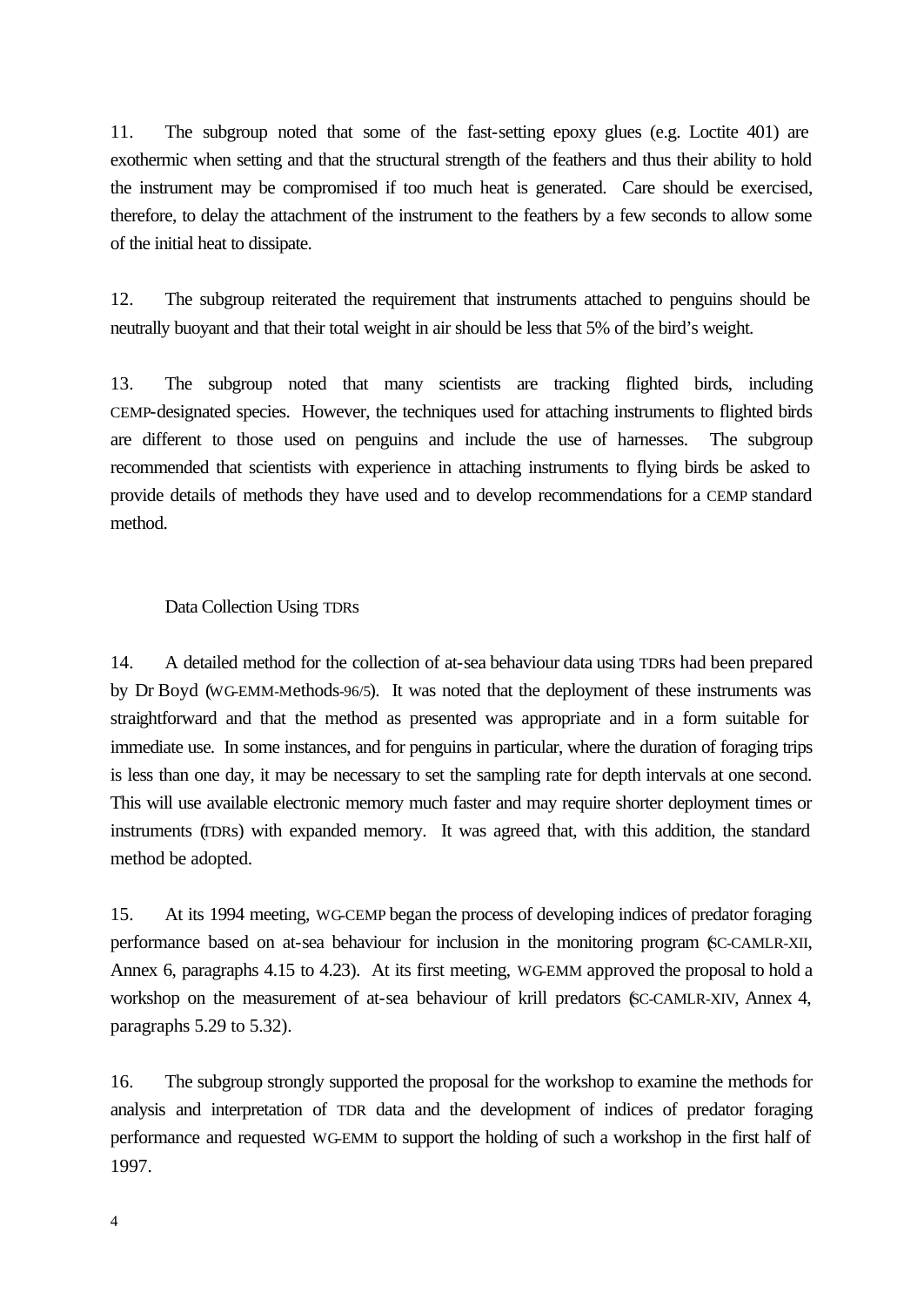11. The subgroup noted that some of the fast-setting epoxy glues (e.g. Loctite 401) are exothermic when setting and that the structural strength of the feathers and thus their ability to hold the instrument may be compromised if too much heat is generated. Care should be exercised, therefore, to delay the attachment of the instrument to the feathers by a few seconds to allow some of the initial heat to dissipate.

12. The subgroup reiterated the requirement that instruments attached to penguins should be neutrally buoyant and that their total weight in air should be less that 5% of the bird's weight.

13. The subgroup noted that many scientists are tracking flighted birds, including CEMP-designated species. However, the techniques used for attaching instruments to flighted birds are different to those used on penguins and include the use of harnesses. The subgroup recommended that scientists with experience in attaching instruments to flying birds be asked to provide details of methods they have used and to develop recommendations for a CEMP standard method.

### Data Collection Using TDRs

14. A detailed method for the collection of at-sea behaviour data using TDRs had been prepared by Dr Boyd (WG-EMM-Methods-96/5). It was noted that the deployment of these instruments was straightforward and that the method as presented was appropriate and in a form suitable for immediate use. In some instances, and for penguins in particular, where the duration of foraging trips is less than one day, it may be necessary to set the sampling rate for depth intervals at one second. This will use available electronic memory much faster and may require shorter deployment times or instruments (TDRs) with expanded memory. It was agreed that, with this addition, the standard method be adopted.

15. At its 1994 meeting, WG-CEMP began the process of developing indices of predator foraging performance based on at-sea behaviour for inclusion in the monitoring program (SC-CAMLR-XII, Annex 6, paragraphs 4.15 to 4.23). At its first meeting, WG-EMM approved the proposal to hold a workshop on the measurement of at-sea behaviour of krill predators (SC-CAMLR-XIV, Annex 4, paragraphs 5.29 to 5.32).

16. The subgroup strongly supported the proposal for the workshop to examine the methods for analysis and interpretation of TDR data and the development of indices of predator foraging performance and requested WG-EMM to support the holding of such a workshop in the first half of 1997.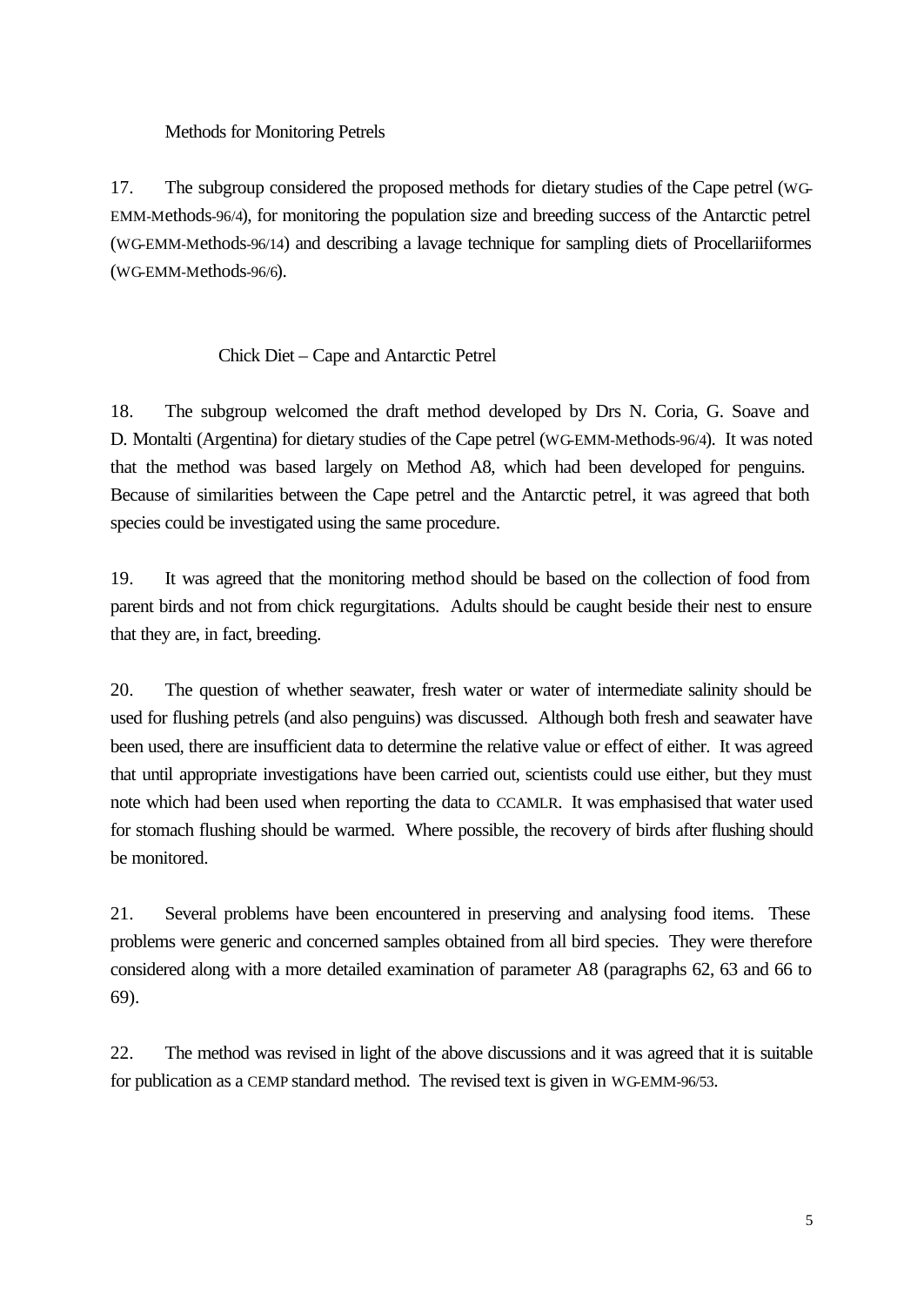### Methods for Monitoring Petrels

17. The subgroup considered the proposed methods for dietary studies of the Cape petrel (WG-EMM-Methods-96/4), for monitoring the population size and breeding success of the Antarctic petrel (WG-EMM-Methods-96/14) and describing a lavage technique for sampling diets of Procellariiformes (WG-EMM-Methods-96/6).

#### Chick Diet – Cape and Antarctic Petrel

18. The subgroup welcomed the draft method developed by Drs N. Coria, G. Soave and D. Montalti (Argentina) for dietary studies of the Cape petrel (WG-EMM-Methods-96/4). It was noted that the method was based largely on Method A8, which had been developed for penguins. Because of similarities between the Cape petrel and the Antarctic petrel, it was agreed that both species could be investigated using the same procedure.

19. It was agreed that the monitoring method should be based on the collection of food from parent birds and not from chick regurgitations. Adults should be caught beside their nest to ensure that they are, in fact, breeding.

20. The question of whether seawater, fresh water or water of intermediate salinity should be used for flushing petrels (and also penguins) was discussed. Although both fresh and seawater have been used, there are insufficient data to determine the relative value or effect of either. It was agreed that until appropriate investigations have been carried out, scientists could use either, but they must note which had been used when reporting the data to CCAMLR. It was emphasised that water used for stomach flushing should be warmed. Where possible, the recovery of birds after flushing should be monitored.

21. Several problems have been encountered in preserving and analysing food items. These problems were generic and concerned samples obtained from all bird species. They were therefore considered along with a more detailed examination of parameter A8 (paragraphs 62, 63 and 66 to 69).

22. The method was revised in light of the above discussions and it was agreed that it is suitable for publication as a CEMP standard method. The revised text is given in WG-EMM-96/53.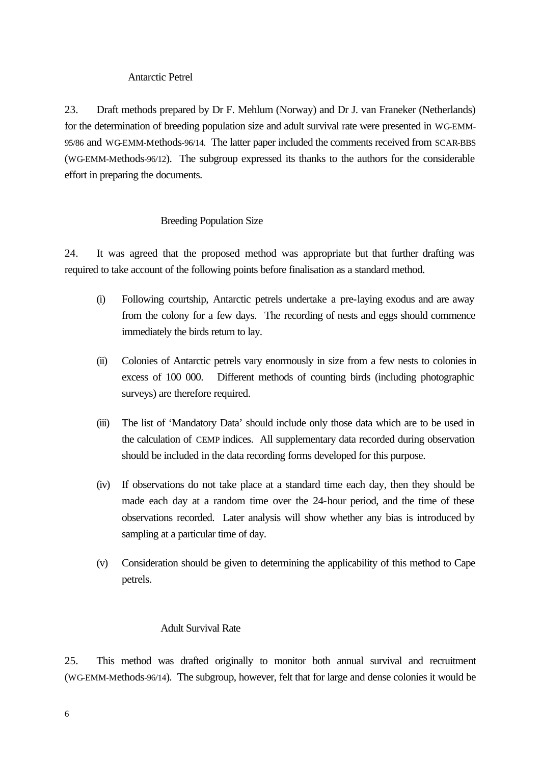### Antarctic Petrel

23. Draft methods prepared by Dr F. Mehlum (Norway) and Dr J. van Franeker (Netherlands) for the determination of breeding population size and adult survival rate were presented in WG-EMM-95/86 and WG-EMM-Methods-96/14. The latter paper included the comments received from SCAR-BBS (WG-EMM-Methods-96/12). The subgroup expressed its thanks to the authors for the considerable effort in preparing the documents.

#### Breeding Population Size

24. It was agreed that the proposed method was appropriate but that further drafting was required to take account of the following points before finalisation as a standard method.

(i) Following courtship, Antarctic petrels undertake a pre-laying exodus and are away from the colony for a few days. The recording of nests and eggs should commence immediately the birds return to lay.

(ii) Colonies of Antarctic petrels vary enormously in size from a few nests to colonies in excess of 100 000. Different methods of counting birds (including photographic surveys) are therefore required.

(iii) The list of 'Mandatory Data' should include only those data which are to be used in the calculation of CEMP indices. All supplementary data recorded during observation should be included in the data recording forms developed for this purpose.

(iv) If observations do not take place at a standard time each day, then they should be made each day at a random time over the 24-hour period, and the time of these observations recorded. Later analysis will show whether any bias is introduced by sampling at a particular time of day.

(v) Consideration should be given to determining the applicability of this method to Cape petrels.

#### Adult Survival Rate

25. This method was drafted originally to monitor both annual survival and recruitment (WG-EMM-Methods-96/14). The subgroup, however, felt that for large and dense colonies it would be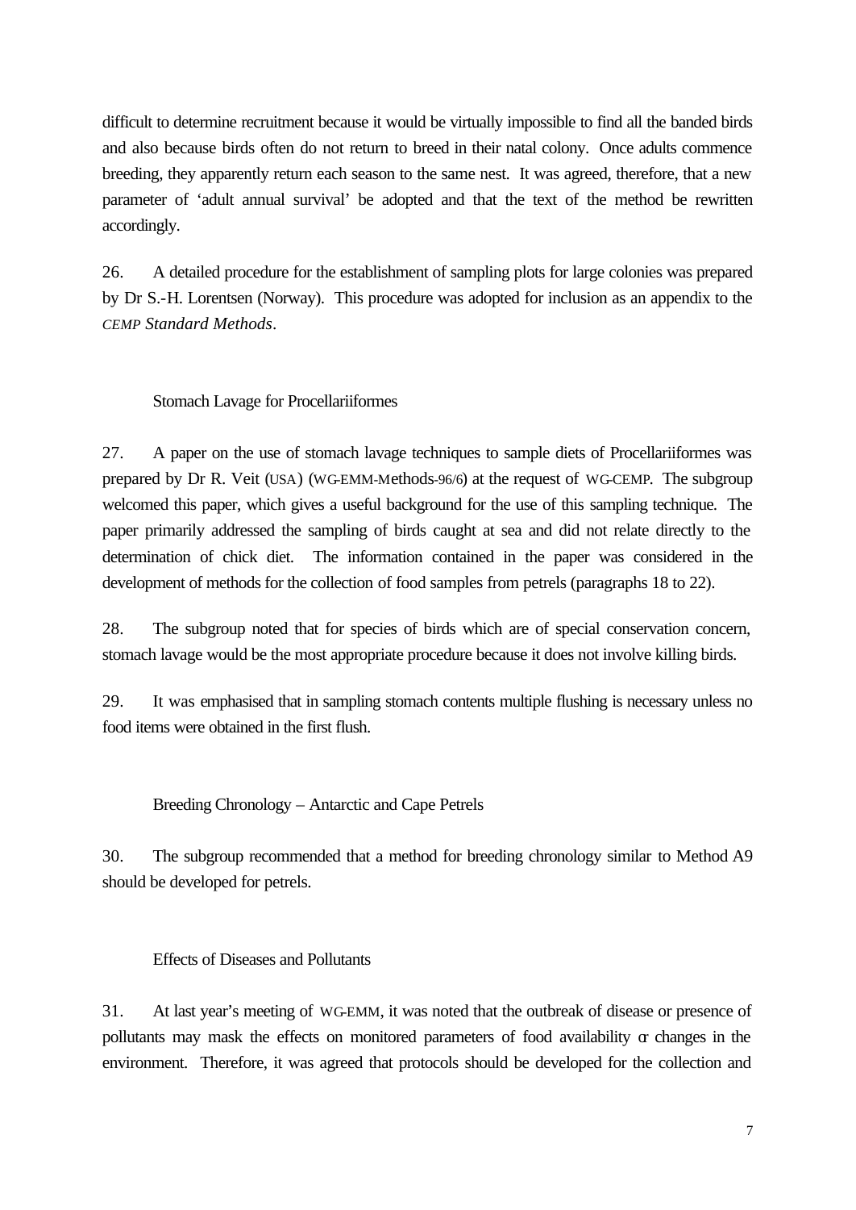difficult to determine recruitment because it would be virtually impossible to find all the banded birds and also because birds often do not return to breed in their natal colony. Once adults commence breeding, they apparently return each season to the same nest. It was agreed, therefore, that a new parameter of 'adult annual survival' be adopted and that the text of the method be rewritten accordingly.

26. A detailed procedure for the establishment of sampling plots for large colonies was prepared by Dr S.-H. Lorentsen (Norway). This procedure was adopted for inclusion as an appendix to the *CEMP Standard Methods*.

### Stomach Lavage for Procellariiformes

27. A paper on the use of stomach lavage techniques to sample diets of Procellariiformes was prepared by Dr R. Veit (USA) (WG-EMM-Methods-96/6) at the request of WG-CEMP. The subgroup welcomed this paper, which gives a useful background for the use of this sampling technique. The paper primarily addressed the sampling of birds caught at sea and did not relate directly to the determination of chick diet. The information contained in the paper was considered in the development of methods for the collection of food samples from petrels (paragraphs 18 to 22).

28. The subgroup noted that for species of birds which are of special conservation concern, stomach lavage would be the most appropriate procedure because it does not involve killing birds.

29. It was emphasised that in sampling stomach contents multiple flushing is necessary unless no food items were obtained in the first flush.

### Breeding Chronology – Antarctic and Cape Petrels

30. The subgroup recommended that a method for breeding chronology similar to Method A9 should be developed for petrels.

### Effects of Diseases and Pollutants

31. At last year's meeting of WG-EMM, it was noted that the outbreak of disease or presence of pollutants may mask the effects on monitored parameters of food availability or changes in the environment. Therefore, it was agreed that protocols should be developed for the collection and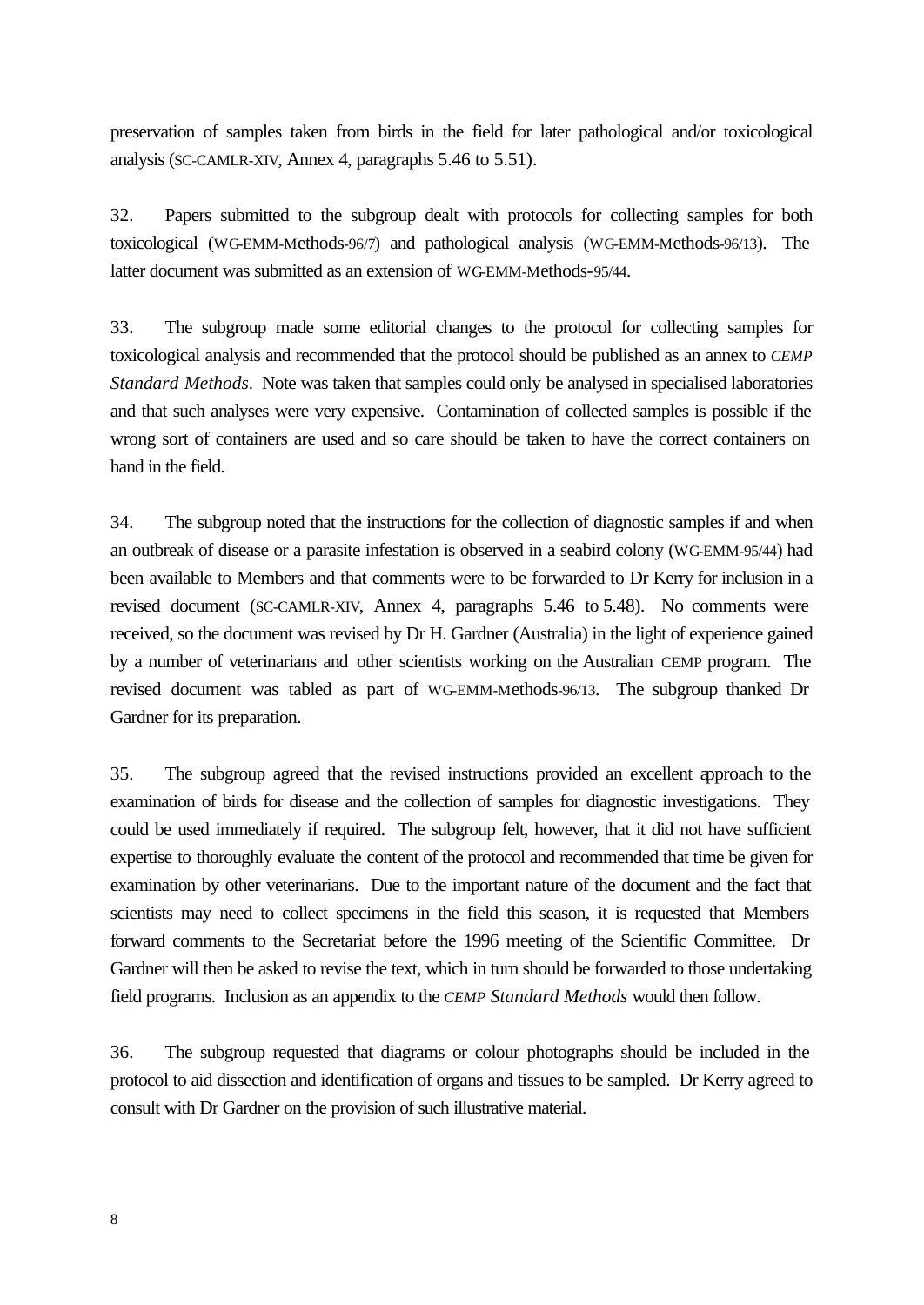preservation of samples taken from birds in the field for later pathological and/or toxicological analysis (SC-CAMLR-XIV, Annex 4, paragraphs 5.46 to 5.51).

32. Papers submitted to the subgroup dealt with protocols for collecting samples for both toxicological (WG-EMM-Methods-96/7) and pathological analysis (WG-EMM-Methods-96/13). The latter document was submitted as an extension of WG-EMM-Methods-95/44.

33. The subgroup made some editorial changes to the protocol for collecting samples for toxicological analysis and recommended that the protocol should be published as an annex to *CEMP Standard Methods*. Note was taken that samples could only be analysed in specialised laboratories and that such analyses were very expensive. Contamination of collected samples is possible if the wrong sort of containers are used and so care should be taken to have the correct containers on hand in the field.

34. The subgroup noted that the instructions for the collection of diagnostic samples if and when an outbreak of disease or a parasite infestation is observed in a seabird colony (WG-EMM-95/44) had been available to Members and that comments were to be forwarded to Dr Kerry for inclusion in a revised document (SC-CAMLR-XIV, Annex 4, paragraphs 5.46 to 5.48). No comments were received, so the document was revised by Dr H. Gardner (Australia) in the light of experience gained by a number of veterinarians and other scientists working on the Australian CEMP program. The revised document was tabled as part of WG-EMM-Methods-96/13. The subgroup thanked Dr Gardner for its preparation.

35. The subgroup agreed that the revised instructions provided an excellent approach to the examination of birds for disease and the collection of samples for diagnostic investigations. They could be used immediately if required. The subgroup felt, however, that it did not have sufficient expertise to thoroughly evaluate the content of the protocol and recommended that time be given for examination by other veterinarians. Due to the important nature of the document and the fact that scientists may need to collect specimens in the field this season, it is requested that Members forward comments to the Secretariat before the 1996 meeting of the Scientific Committee. Dr Gardner will then be asked to revise the text, which in turn should be forwarded to those undertaking field programs. Inclusion as an appendix to the *CEMP Standard Methods* would then follow.

36. The subgroup requested that diagrams or colour photographs should be included in the protocol to aid dissection and identification of organs and tissues to be sampled. Dr Kerry agreed to consult with Dr Gardner on the provision of such illustrative material.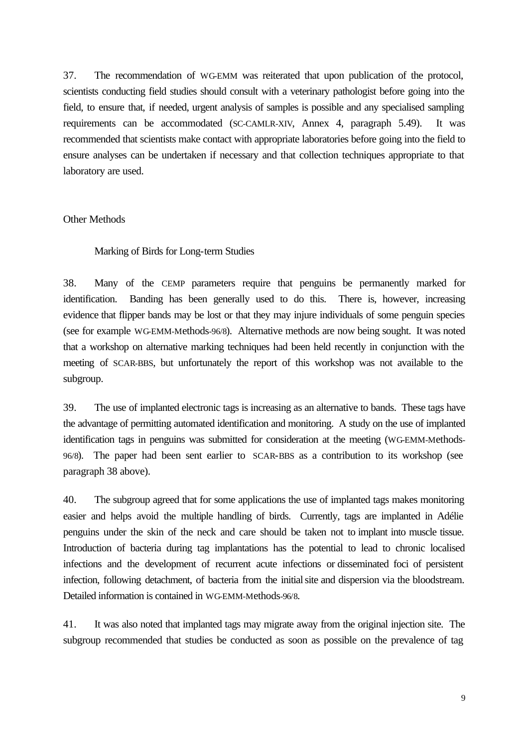37. The recommendation of WG-EMM was reiterated that upon publication of the protocol, scientists conducting field studies should consult with a veterinary pathologist before going into the field, to ensure that, if needed, urgent analysis of samples is possible and any specialised sampling requirements can be accommodated (SC-CAMLR-XIV, Annex 4, paragraph 5.49). It was recommended that scientists make contact with appropriate laboratories before going into the field to ensure analyses can be undertaken if necessary and that collection techniques appropriate to that laboratory are used.

## Other Methods

### Marking of Birds for Long-term Studies

38. Many of the CEMP parameters require that penguins be permanently marked for identification. Banding has been generally used to do this. There is, however, increasing evidence that flipper bands may be lost or that they may injure individuals of some penguin species (see for example WG-EMM-Methods-96/8). Alternative methods are now being sought. It was noted that a workshop on alternative marking techniques had been held recently in conjunction with the meeting of SCAR-BBS, but unfortunately the report of this workshop was not available to the subgroup.

39. The use of implanted electronic tags is increasing as an alternative to bands. These tags have the advantage of permitting automated identification and monitoring. A study on the use of implanted identification tags in penguins was submitted for consideration at the meeting (WG-EMM-Methods-96/8). The paper had been sent earlier to SCAR-BBS as a contribution to its workshop (see paragraph 38 above).

40. The subgroup agreed that for some applications the use of implanted tags makes monitoring easier and helps avoid the multiple handling of birds. Currently, tags are implanted in Adélie penguins under the skin of the neck and care should be taken not to implant into muscle tissue. Introduction of bacteria during tag implantations has the potential to lead to chronic localised infections and the development of recurrent acute infections or disseminated foci of persistent infection, following detachment, of bacteria from the initial site and dispersion via the bloodstream. Detailed information is contained in WG-EMM-Methods-96/8.

41. It was also noted that implanted tags may migrate away from the original injection site. The subgroup recommended that studies be conducted as soon as possible on the prevalence of tag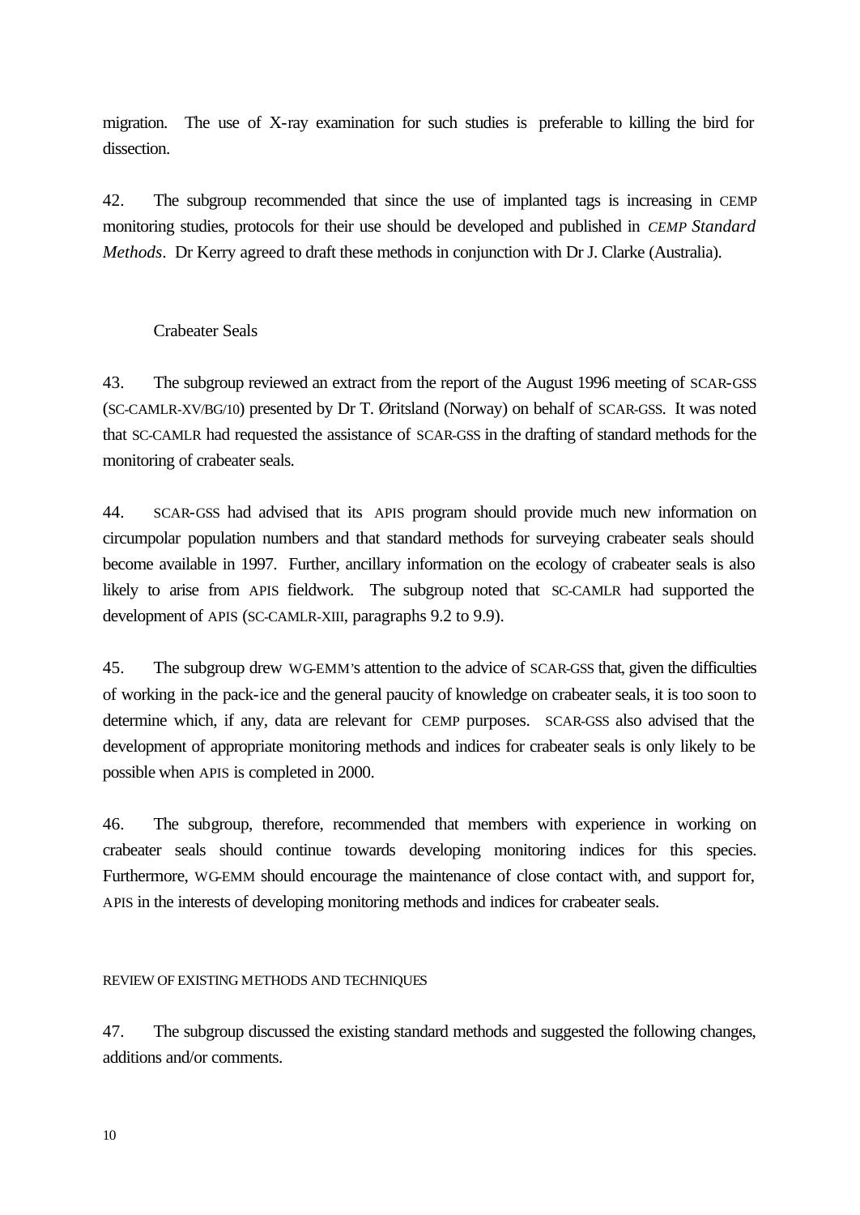migration. The use of X-ray examination for such studies is preferable to killing the bird for dissection.

42. The subgroup recommended that since the use of implanted tags is increasing in CEMP monitoring studies, protocols for their use should be developed and published in *CEMP Standard Methods*. Dr Kerry agreed to draft these methods in conjunction with Dr J. Clarke (Australia).

### Crabeater Seals

43. The subgroup reviewed an extract from the report of the August 1996 meeting of SCAR-GSS (SC-CAMLR-XV/BG/10) presented by Dr T. Øritsland (Norway) on behalf of SCAR-GSS. It was noted that SC-CAMLR had requested the assistance of SCAR-GSS in the drafting of standard methods for the monitoring of crabeater seals.

44. SCAR-GSS had advised that its APIS program should provide much new information on circumpolar population numbers and that standard methods for surveying crabeater seals should become available in 1997. Further, ancillary information on the ecology of crabeater seals is also likely to arise from APIS fieldwork. The subgroup noted that SC-CAMLR had supported the development of APIS (SC-CAMLR-XIII, paragraphs 9.2 to 9.9).

45. The subgroup drew WG-EMM's attention to the advice of SCAR-GSS that, given the difficulties of working in the pack-ice and the general paucity of knowledge on crabeater seals, it is too soon to determine which, if any, data are relevant for CEMP purposes. SCAR-GSS also advised that the development of appropriate monitoring methods and indices for crabeater seals is only likely to be possible when APIS is completed in 2000.

46. The subgroup, therefore, recommended that members with experience in working on crabeater seals should continue towards developing monitoring indices for this species. Furthermore, WG-EMM should encourage the maintenance of close contact with, and support for, APIS in the interests of developing monitoring methods and indices for crabeater seals.

## REVIEW OF EXISTING METHODS AND TECHNIQUES

47. The subgroup discussed the existing standard methods and suggested the following changes, additions and/or comments.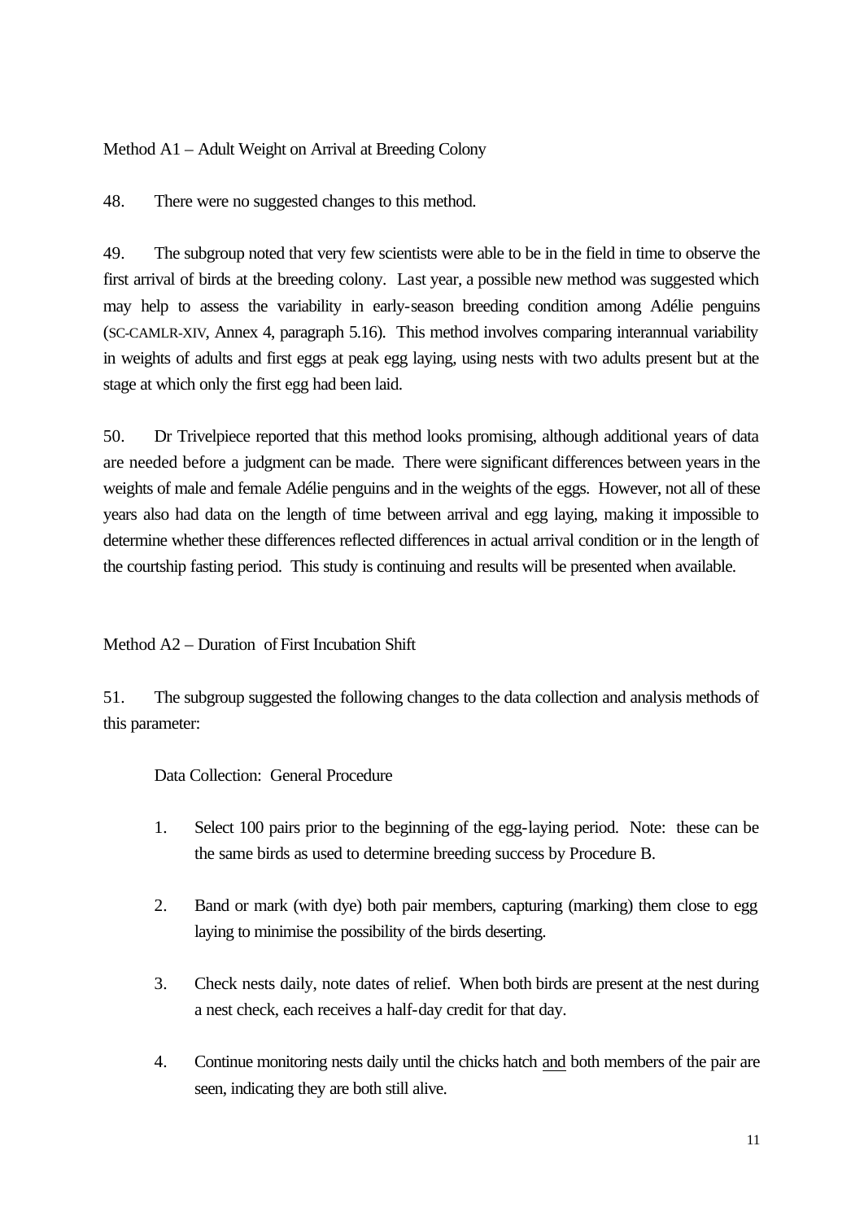Method A1 – Adult Weight on Arrival at Breeding Colony

48. There were no suggested changes to this method.

49. The subgroup noted that very few scientists were able to be in the field in time to observe the first arrival of birds at the breeding colony. Last year, a possible new method was suggested which may help to assess the variability in early-season breeding condition among Adélie penguins (SC-CAMLR-XIV, Annex 4, paragraph 5.16). This method involves comparing interannual variability in weights of adults and first eggs at peak egg laying, using nests with two adults present but at the stage at which only the first egg had been laid.

50. Dr Trivelpiece reported that this method looks promising, although additional years of data are needed before a judgment can be made. There were significant differences between years in the weights of male and female Adélie penguins and in the weights of the eggs. However, not all of these years also had data on the length of time between arrival and egg laying, making it impossible to determine whether these differences reflected differences in actual arrival condition or in the length of the courtship fasting period. This study is continuing and results will be presented when available.

Method A2 – Duration of First Incubation Shift

51. The subgroup suggested the following changes to the data collection and analysis methods of this parameter:

Data Collection: General Procedure

1. Select 100 pairs prior to the beginning of the egg-laying period. Note: these can be the same birds as used to determine breeding success by Procedure B.

2. Band or mark (with dye) both pair members, capturing (marking) them close to egg laying to minimise the possibility of the birds deserting.

3. Check nests daily, note dates of relief. When both birds are present at the nest during a nest check, each receives a half-day credit for that day.

4. Continue monitoring nests daily until the chicks hatch <u>and</u> both members of the pair are seen, indicating they are both still alive.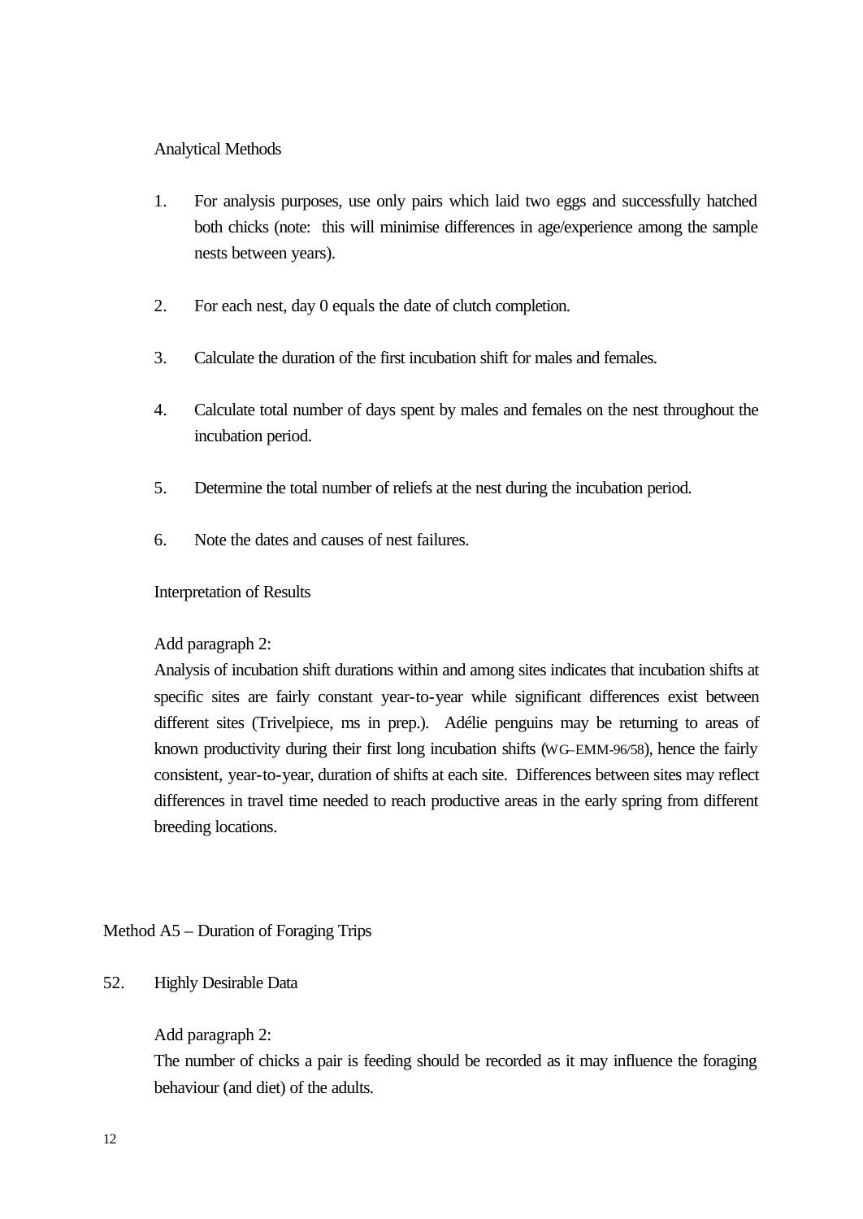Analytical Methods

1. For analysis purposes, use only pairs which laid two eggs and successfully hatched both chicks (note: this will minimise differences in age/experience among the sample nests between years).

2. For each nest, day 0 equals the date of clutch completion.

3. Calculate the duration of the first incubation shift for males and females.

4. Calculate total number of days spent by males and females on the nest throughout the incubation period.

5. Determine the total number of reliefs at the nest during the incubation period.

6. Note the dates and causes of nest failures.

Interpretation of Results

Add paragraph 2:
Analysis of incubation shift durations within and among sites indicates that incubation shifts at specific sites are fairly constant year-to-year while significant differences exist between different sites (Trivelpiece, ms in prep.). Adélie penguins may be returning to areas of known productivity during their first long incubation shifts (WG–EMM-96/58), hence the fairly consistent, year-to-year, duration of shifts at each site. Differences between sites may reflect differences in travel time needed to reach productive areas in the early spring from different breeding locations.

## Method A5 – Duration of Foraging Trips

52. Highly Desirable Data

Add paragraph 2:
The number of chicks a pair is feeding should be recorded as it may influence the foraging behaviour (and diet) of the adults.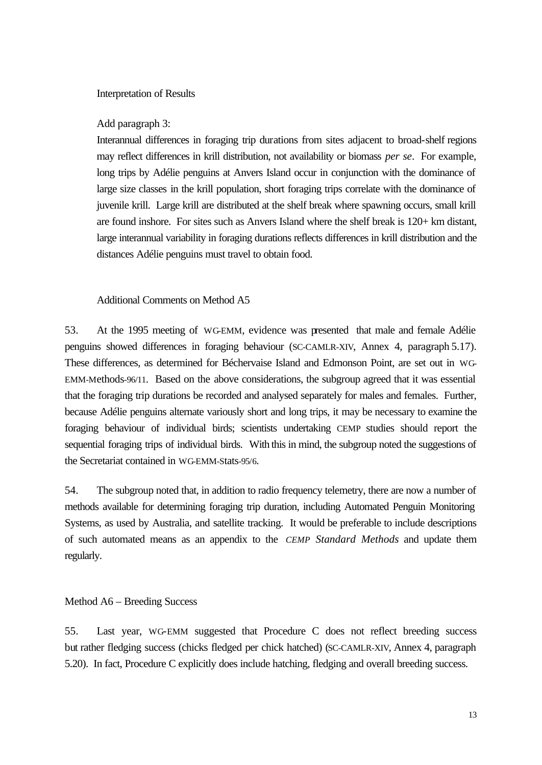Interpretation of Results

Add paragraph 3:

Interannual differences in foraging trip durations from sites adjacent to broad-shelf regions may reflect differences in krill distribution, not availability or biomass *per se*. For example, long trips by Adélie penguins at Anvers Island occur in conjunction with the dominance of large size classes in the krill population, short foraging trips correlate with the dominance of juvenile krill. Large krill are distributed at the shelf break where spawning occurs, small krill are found inshore. For sites such as Anvers Island where the shelf break is 120+ km distant, large interannual variability in foraging durations reflects differences in krill distribution and the distances Adélie penguins must travel to obtain food.

Additional Comments on Method A5

53. At the 1995 meeting of WG-EMM, evidence was presented that male and female Adélie penguins showed differences in foraging behaviour (SC-CAMLR-XIV, Annex 4, paragraph 5.17). These differences, as determined for Béchervaise Island and Edmonson Point, are set out in WG-EMM-Methods-96/11. Based on the above considerations, the subgroup agreed that it was essential that the foraging trip durations be recorded and analysed separately for males and females. Further, because Adélie penguins alternate variously short and long trips, it may be necessary to examine the foraging behaviour of individual birds; scientists undertaking CEMP studies should report the sequential foraging trips of individual birds. With this in mind, the subgroup noted the suggestions of the Secretariat contained in WG-EMM-Stats-95/6.

54. The subgroup noted that, in addition to radio frequency telemetry, there are now a number of methods available for determining foraging trip duration, including Automated Penguin Monitoring Systems, as used by Australia, and satellite tracking. It would be preferable to include descriptions of such automated means as an appendix to the *CEMP Standard Methods* and update them regularly.

Method A6 – Breeding Success

55. Last year, WG-EMM suggested that Procedure C does not reflect breeding success but rather fledging success (chicks fledged per chick hatched) (SC-CAMLR-XIV, Annex 4, paragraph 5.20). In fact, Procedure C explicitly does include hatching, fledging and overall breeding success.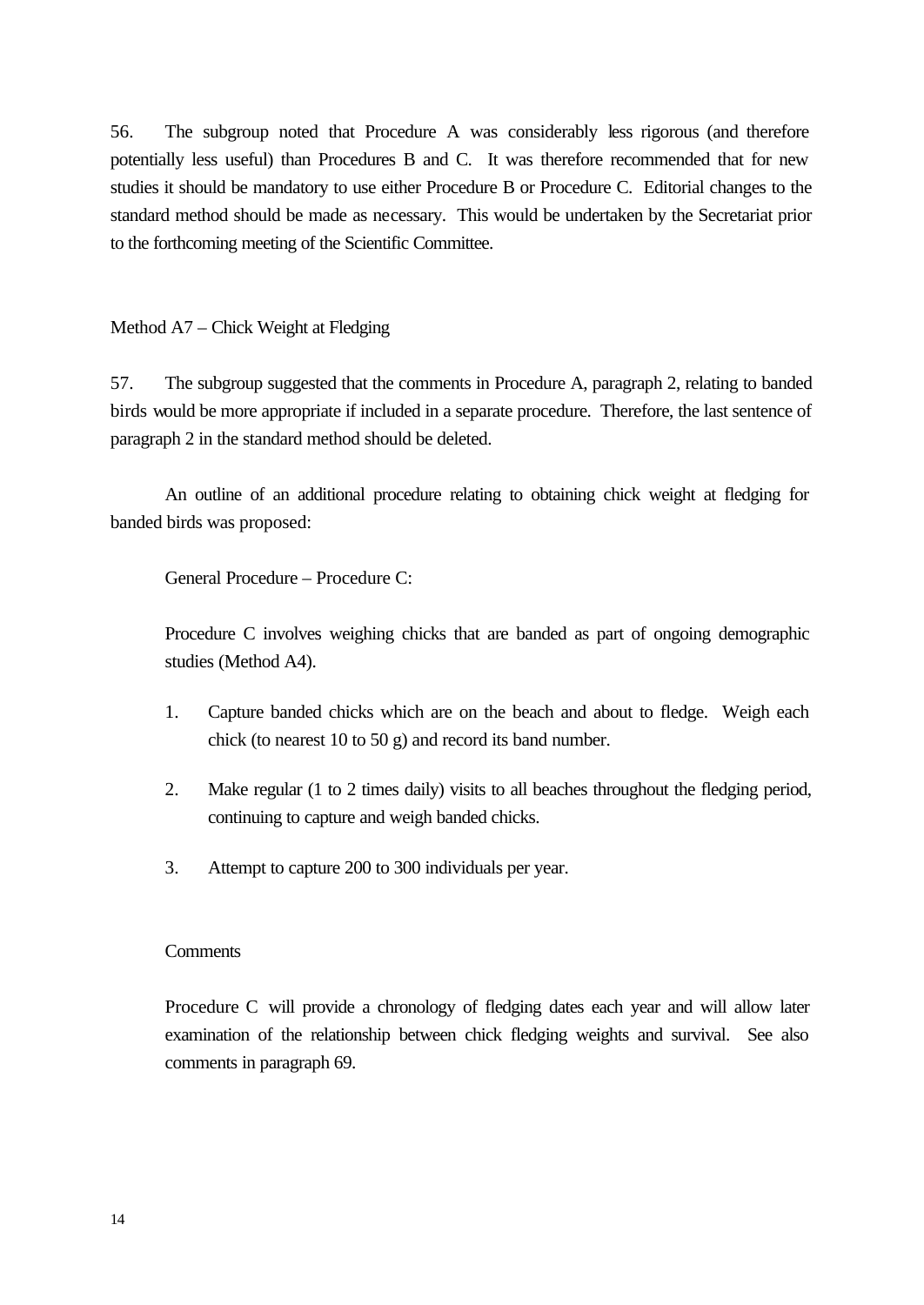56. The subgroup noted that Procedure A was considerably less rigorous (and therefore potentially less useful) than Procedures B and C. It was therefore recommended that for new studies it should be mandatory to use either Procedure B or Procedure C. Editorial changes to the standard method should be made as necessary. This would be undertaken by the Secretariat prior to the forthcoming meeting of the Scientific Committee.

### Method A7 – Chick Weight at Fledging

57. The subgroup suggested that the comments in Procedure A, paragraph 2, relating to banded birds would be more appropriate if included in a separate procedure. Therefore, the last sentence of paragraph 2 in the standard method should be deleted.

An outline of an additional procedure relating to obtaining chick weight at fledging for banded birds was proposed:

> General Procedure – Procedure C:
>
> Procedure C involves weighing chicks that are banded as part of ongoing demographic studies (Method A4).
>
> 1. Capture banded chicks which are on the beach and about to fledge. Weigh each chick (to nearest 10 to 50 g) and record its band number.
>
> 2. Make regular (1 to 2 times daily) visits to all beaches throughout the fledging period, continuing to capture and weigh banded chicks.
>
> 3. Attempt to capture 200 to 300 individuals per year.
>
> Comments
>
> Procedure C will provide a chronology of fledging dates each year and will allow later examination of the relationship between chick fledging weights and survival. See also comments in paragraph 69.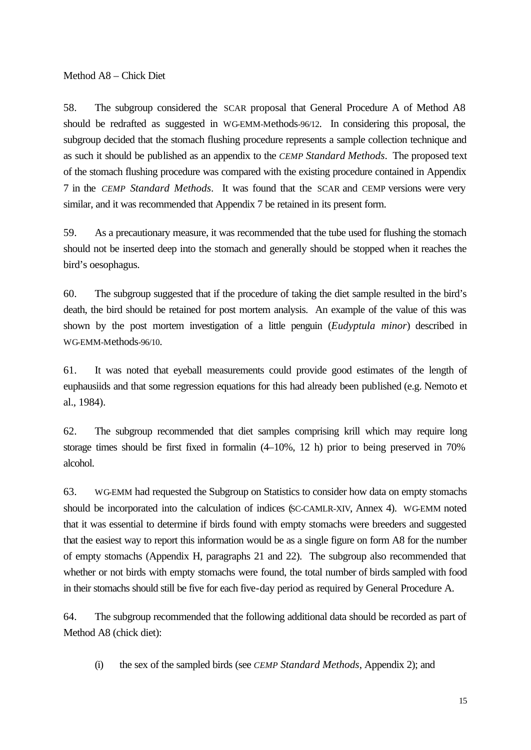Method A8 – Chick Diet

58. The subgroup considered the SCAR proposal that General Procedure A of Method A8 should be redrafted as suggested in WG-EMM-Methods-96/12. In considering this proposal, the subgroup decided that the stomach flushing procedure represents a sample collection technique and as such it should be published as an appendix to the *CEMP Standard Methods*. The proposed text of the stomach flushing procedure was compared with the existing procedure contained in Appendix 7 in the *CEMP Standard Methods*. It was found that the SCAR and CEMP versions were very similar, and it was recommended that Appendix 7 be retained in its present form.

59. As a precautionary measure, it was recommended that the tube used for flushing the stomach should not be inserted deep into the stomach and generally should be stopped when it reaches the bird's oesophagus.

60. The subgroup suggested that if the procedure of taking the diet sample resulted in the bird's death, the bird should be retained for post mortem analysis. An example of the value of this was shown by the post mortem investigation of a little penguin (*Eudyptula minor*) described in WG-EMM-Methods-96/10.

61. It was noted that eyeball measurements could provide good estimates of the length of euphausiids and that some regression equations for this had already been published (e.g. Nemoto et al., 1984).

62. The subgroup recommended that diet samples comprising krill which may require long storage times should be first fixed in formalin (4–10%, 12 h) prior to being preserved in 70% alcohol.

63. WG-EMM had requested the Subgroup on Statistics to consider how data on empty stomachs should be incorporated into the calculation of indices (SC-CAMLR-XIV, Annex 4). WG-EMM noted that it was essential to determine if birds found with empty stomachs were breeders and suggested that the easiest way to report this information would be as a single figure on form A8 for the number of empty stomachs (Appendix H, paragraphs 21 and 22). The subgroup also recommended that whether or not birds with empty stomachs were found, the total number of birds sampled with food in their stomachs should still be five for each five-day period as required by General Procedure A.

64. The subgroup recommended that the following additional data should be recorded as part of Method A8 (chick diet):

(i) the sex of the sampled birds (see *CEMP Standard Methods*, Appendix 2); and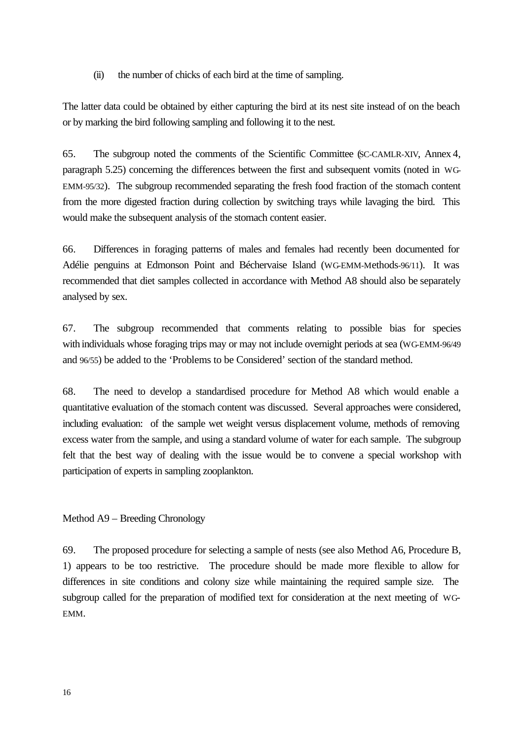(ii) the number of chicks of each bird at the time of sampling.

The latter data could be obtained by either capturing the bird at its nest site instead of on the beach or by marking the bird following sampling and following it to the nest.

65. The subgroup noted the comments of the Scientific Committee (SC-CAMLR-XIV, Annex 4, paragraph 5.25) concerning the differences between the first and subsequent vomits (noted in WG-EMM-95/32). The subgroup recommended separating the fresh food fraction of the stomach content from the more digested fraction during collection by switching trays while lavaging the bird. This would make the subsequent analysis of the stomach content easier.

66. Differences in foraging patterns of males and females had recently been documented for Adélie penguins at Edmonson Point and Béchervaise Island (WG-EMM-Methods-96/11). It was recommended that diet samples collected in accordance with Method A8 should also be separately analysed by sex.

67. The subgroup recommended that comments relating to possible bias for species with individuals whose foraging trips may or may not include overnight periods at sea (WG-EMM-96/49 and 96/55) be added to the 'Problems to be Considered' section of the standard method.

68. The need to develop a standardised procedure for Method A8 which would enable a quantitative evaluation of the stomach content was discussed. Several approaches were considered, including evaluation: of the sample wet weight versus displacement volume, methods of removing excess water from the sample, and using a standard volume of water for each sample. The subgroup felt that the best way of dealing with the issue would be to convene a special workshop with participation of experts in sampling zooplankton.

Method A9 – Breeding Chronology

69. The proposed procedure for selecting a sample of nests (see also Method A6, Procedure B, 1) appears to be too restrictive. The procedure should be made more flexible to allow for differences in site conditions and colony size while maintaining the required sample size. The subgroup called for the preparation of modified text for consideration at the next meeting of WG-EMM.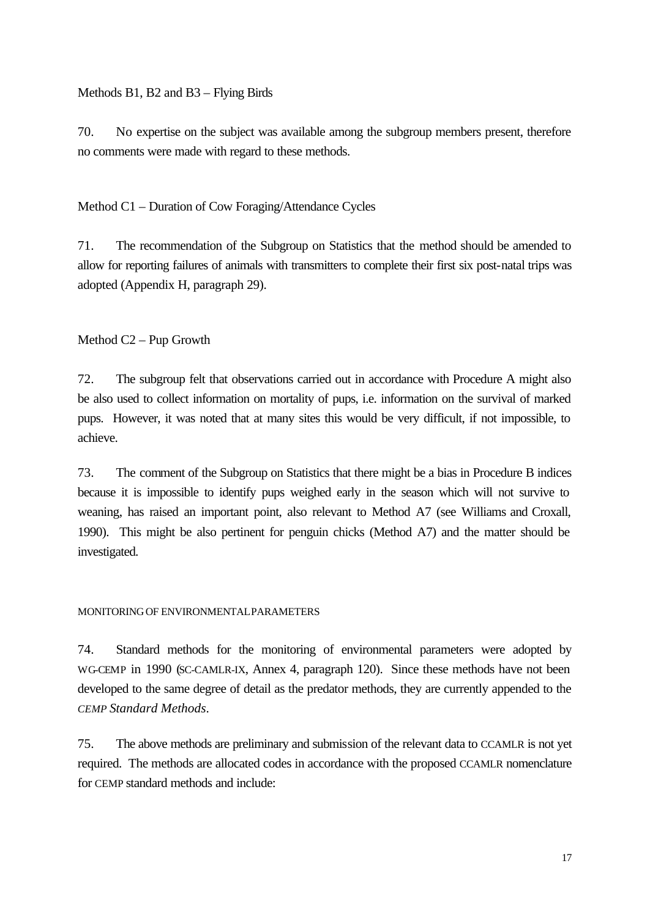Methods B1, B2 and B3 – Flying Birds

70. No expertise on the subject was available among the subgroup members present, therefore no comments were made with regard to these methods.

Method C1 – Duration of Cow Foraging/Attendance Cycles

71. The recommendation of the Subgroup on Statistics that the method should be amended to allow for reporting failures of animals with transmitters to complete their first six post-natal trips was adopted (Appendix H, paragraph 29).

Method C2 – Pup Growth

72. The subgroup felt that observations carried out in accordance with Procedure A might also be also used to collect information on mortality of pups, i.e. information on the survival of marked pups. However, it was noted that at many sites this would be very difficult, if not impossible, to achieve.

73. The comment of the Subgroup on Statistics that there might be a bias in Procedure B indices because it is impossible to identify pups weighed early in the season which will not survive to weaning, has raised an important point, also relevant to Method A7 (see Williams and Croxall, 1990). This might be also pertinent for penguin chicks (Method A7) and the matter should be investigated.

MONITORING OF ENVIRONMENTAL PARAMETERS

74. Standard methods for the monitoring of environmental parameters were adopted by WG-CEMP in 1990 (SC-CAMLR-IX, Annex 4, paragraph 120). Since these methods have not been developed to the same degree of detail as the predator methods, they are currently appended to the *CEMP Standard Methods*.

75. The above methods are preliminary and submission of the relevant data to CCAMLR is not yet required. The methods are allocated codes in accordance with the proposed CCAMLR nomenclature for CEMP standard methods and include: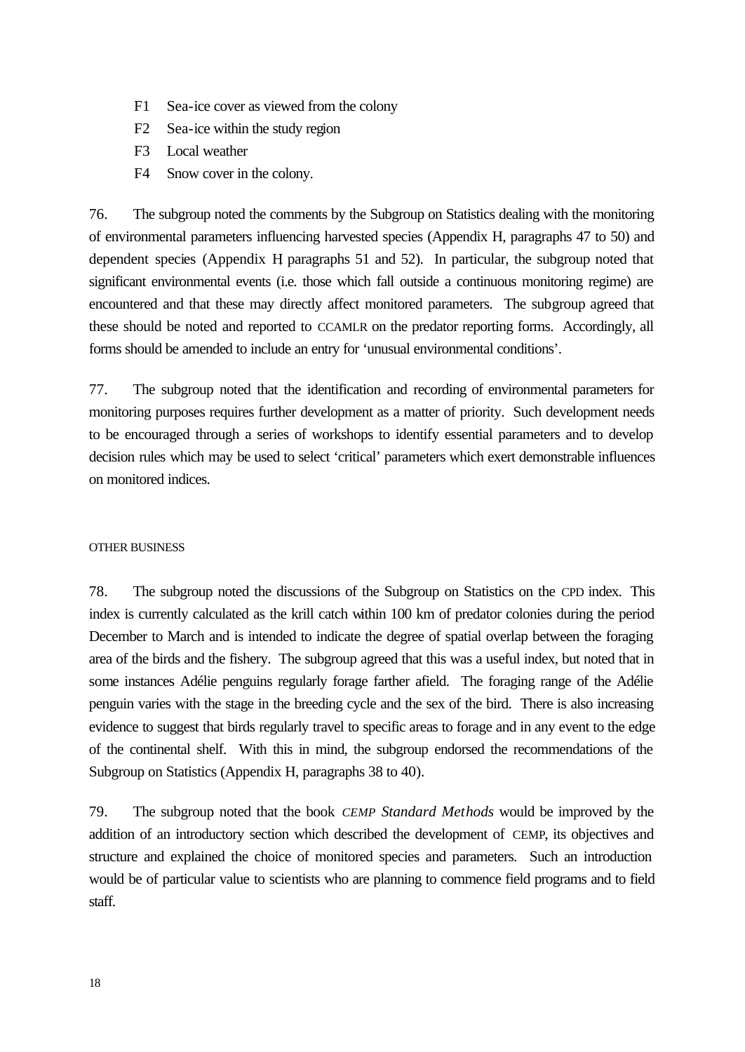- F1 Sea-ice cover as viewed from the colony
- F2 Sea-ice within the study region
- F3 Local weather
- F4 Snow cover in the colony.

76. The subgroup noted the comments by the Subgroup on Statistics dealing with the monitoring of environmental parameters influencing harvested species (Appendix H, paragraphs 47 to 50) and dependent species (Appendix H, paragraphs 51 and 52). In particular, the subgroup noted that significant environmental events (i.e. those which fall outside a continuous monitoring regime) are encountered and that these may directly affect monitored parameters. The subgroup agreed that these should be noted and reported to CCAMLR on the predator reporting forms. Accordingly, all forms should be amended to include an entry for 'unusual environmental conditions'.

77. The subgroup noted that the identification and recording of environmental parameters for monitoring purposes requires further development as a matter of priority. Such development needs to be encouraged through a series of workshops to identify essential parameters and to develop decision rules which may be used to select 'critical' parameters which exert demonstrable influences on monitored indices.

## OTHER BUSINESS

78. The subgroup noted the discussions of the Subgroup on Statistics on the CPD index. This index is currently calculated as the krill catch within 100 km of predator colonies during the period December to March and is intended to indicate the degree of spatial overlap between the foraging area of the birds and the fishery. The subgroup agreed that this was a useful index, but noted that in some instances Adélie penguins regularly forage farther afield. The foraging range of the Adélie penguin varies with the stage in the breeding cycle and the sex of the bird. There is also increasing evidence to suggest that birds regularly travel to specific areas to forage and in any event to the edge of the continental shelf. With this in mind, the subgroup endorsed the recommendations of the Subgroup on Statistics (Appendix H, paragraphs 38 to 40).

79. The subgroup noted that the book *CEMP Standard Methods* would be improved by the addition of an introductory section which described the development of CEMP, its objectives and structure and explained the choice of monitored species and parameters. Such an introduction would be of particular value to scientists who are planning to commence field programs and to field staff.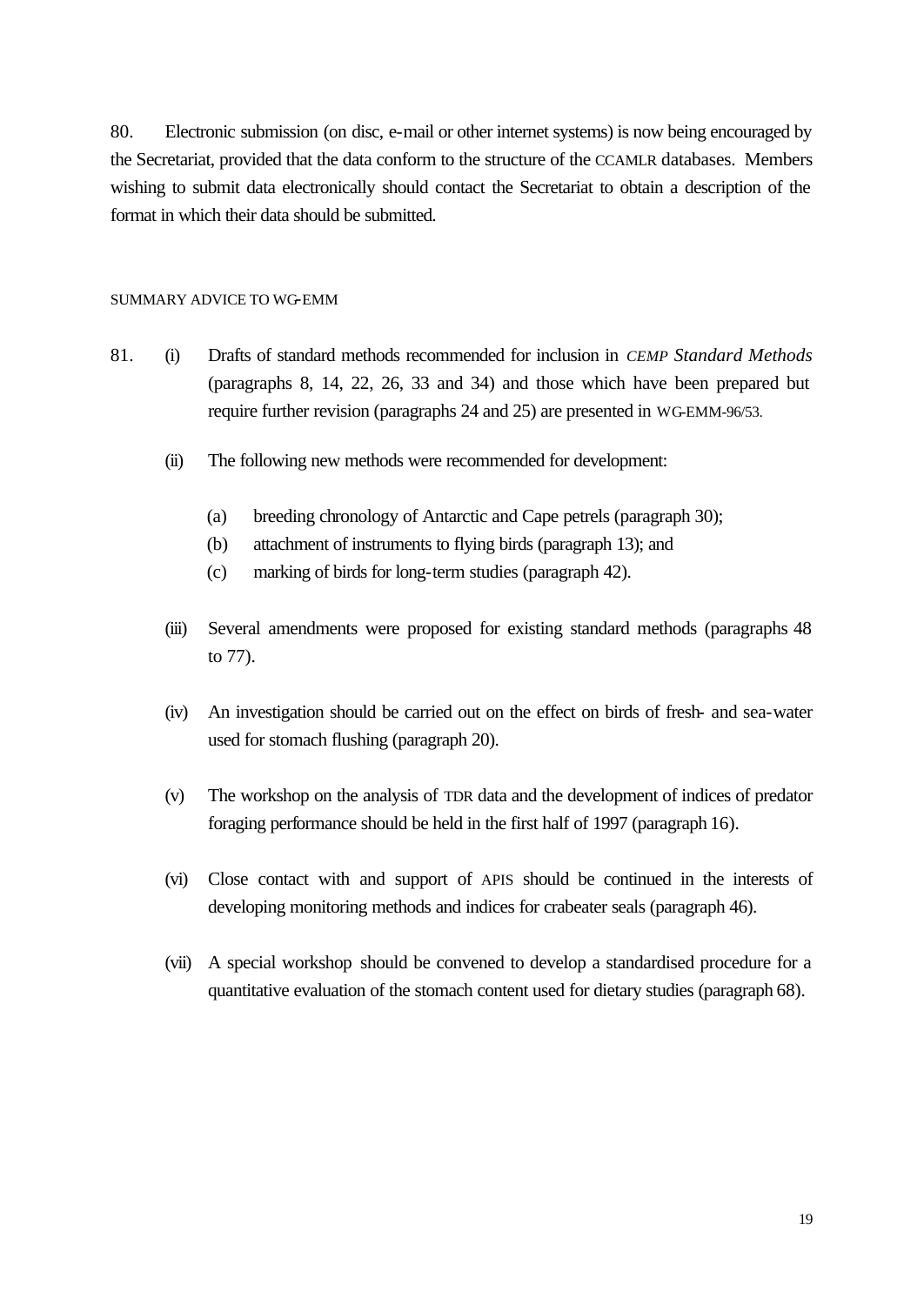80. Electronic submission (on disc, e-mail or other internet systems) is now being encouraged by the Secretariat, provided that the data conform to the structure of the CCAMLR databases. Members wishing to submit data electronically should contact the Secretariat to obtain a description of the format in which their data should be submitted.

## SUMMARY ADVICE TO WG-EMM

81. (i) Drafts of standard methods recommended for inclusion in *CEMP Standard Methods* (paragraphs 8, 14, 22, 26, 33 and 34) and those which have been prepared but require further revision (paragraphs 24 and 25) are presented in WG-EMM-96/53.

(ii) The following new methods were recommended for development:

(a) breeding chronology of Antarctic and Cape petrels (paragraph 30);
(b) attachment of instruments to flying birds (paragraph 13); and
(c) marking of birds for long-term studies (paragraph 42).

(iii) Several amendments were proposed for existing standard methods (paragraphs 48 to 77).

(iv) An investigation should be carried out on the effect on birds of fresh- and sea-water used for stomach flushing (paragraph 20).

(v) The workshop on the analysis of TDR data and the development of indices of predator foraging performance should be held in the first half of 1997 (paragraph 16).

(vi) Close contact with and support of APIS should be continued in the interests of developing monitoring methods and indices for crabeater seals (paragraph 46).

(vii) A special workshop should be convened to develop a standardised procedure for a quantitative evaluation of the stomach content used for dietary studies (paragraph 68).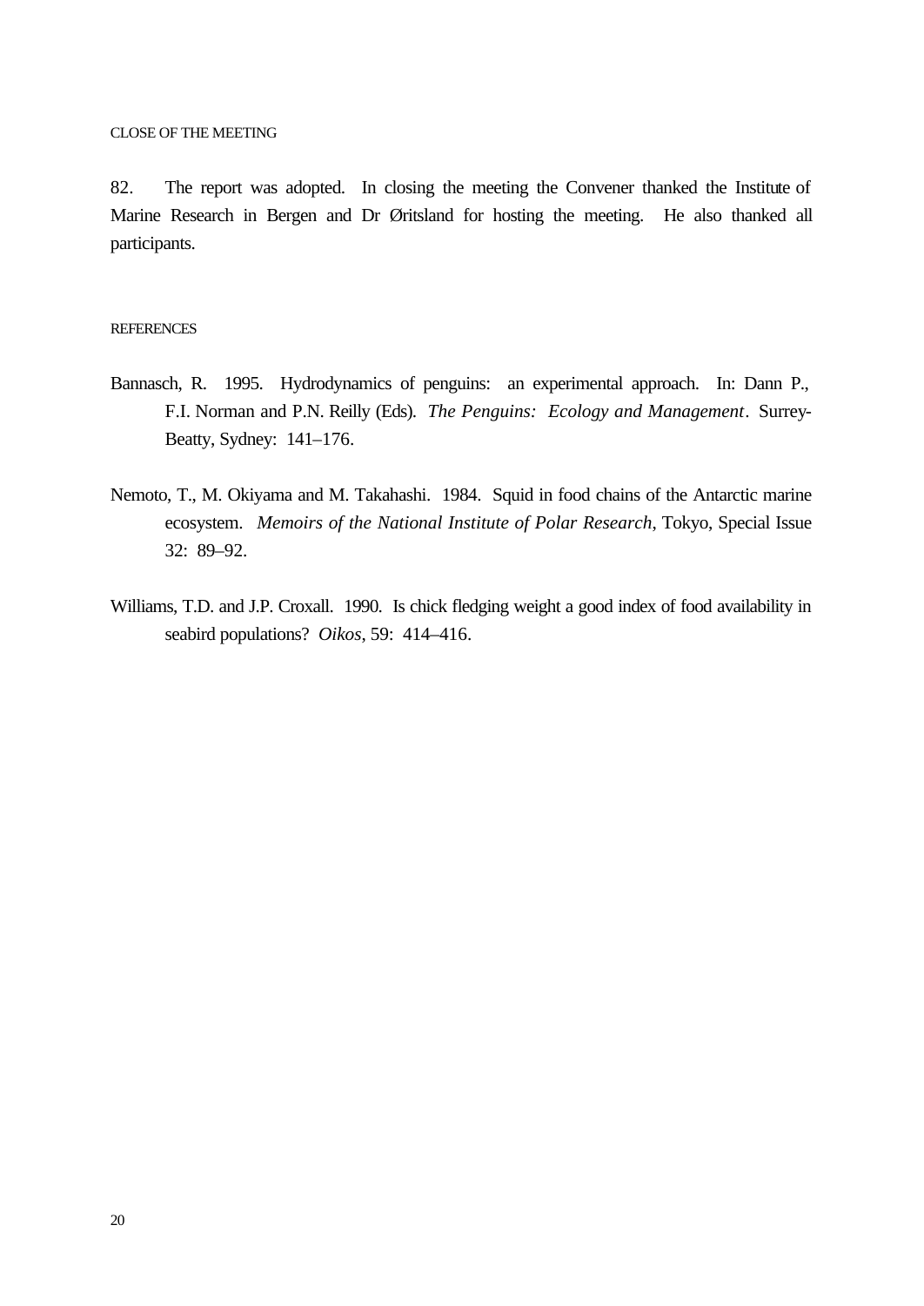## CLOSE OF THE MEETING

82. The report was adopted. In closing the meeting the Convener thanked the Institute of Marine Research in Bergen and Dr Øritsland for hosting the meeting. He also thanked all participants.

## REFERENCES

Bannasch, R. 1995. Hydrodynamics of penguins: an experimental approach. In: Dann P., F.I. Norman and P.N. Reilly (Eds). *The Penguins: Ecology and Management*. Surrey-Beatty, Sydney: 141–176.

Nemoto, T., M. Okiyama and M. Takahashi. 1984. Squid in food chains of the Antarctic marine ecosystem. *Memoirs of the National Institute of Polar Research*, Tokyo, Special Issue 32: 89–92.

Williams, T.D. and J.P. Croxall. 1990. Is chick fledging weight a good index of food availability in seabird populations? *Oikos*, 59: 414–416.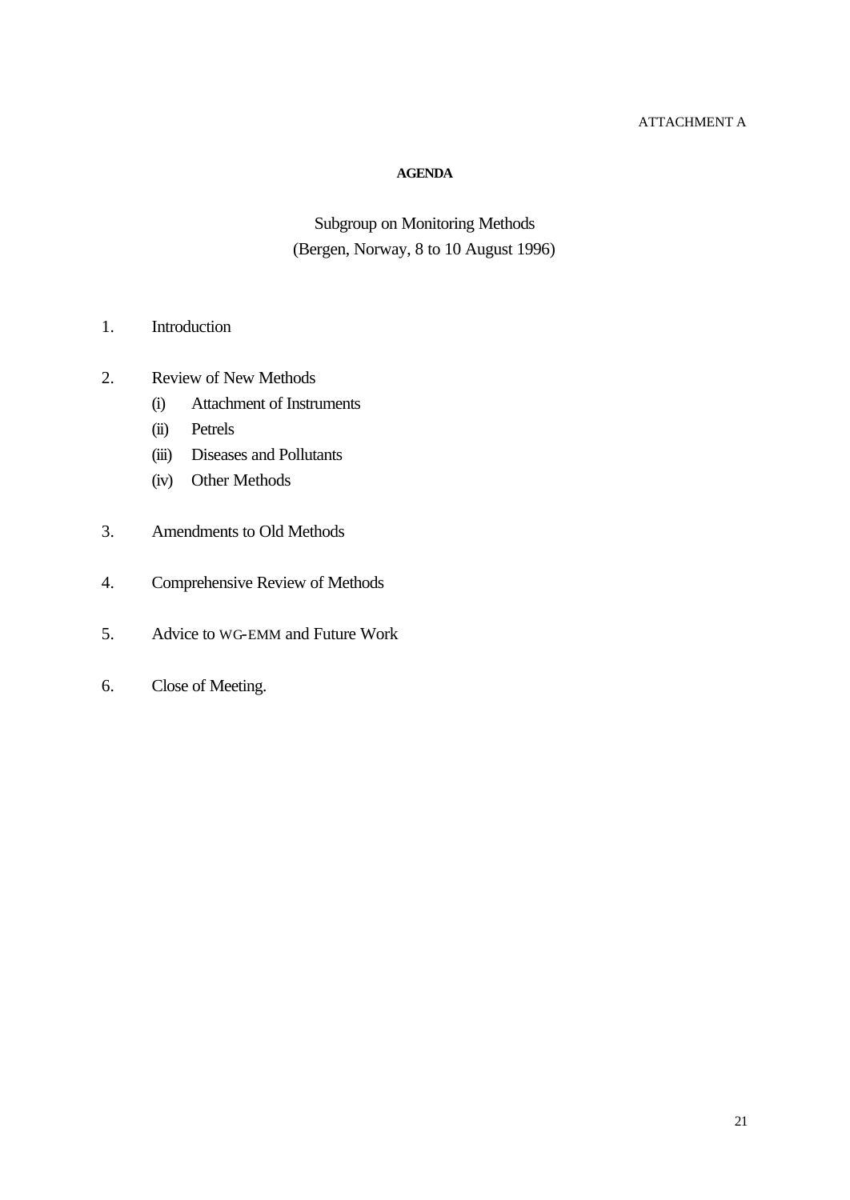ATTACHMENT A

# AGENDA

## Subgroup on Monitoring Methods
## (Bergen, Norway, 8 to 10 August 1996)

1. Introduction

2. Review of New Methods
   (i) Attachment of Instruments
   (ii) Petrels
   (iii) Diseases and Pollutants
   (iv) Other Methods

3. Amendments to Old Methods

4. Comprehensive Review of Methods

5. Advice to WG-EMM and Future Work

6. Close of Meeting.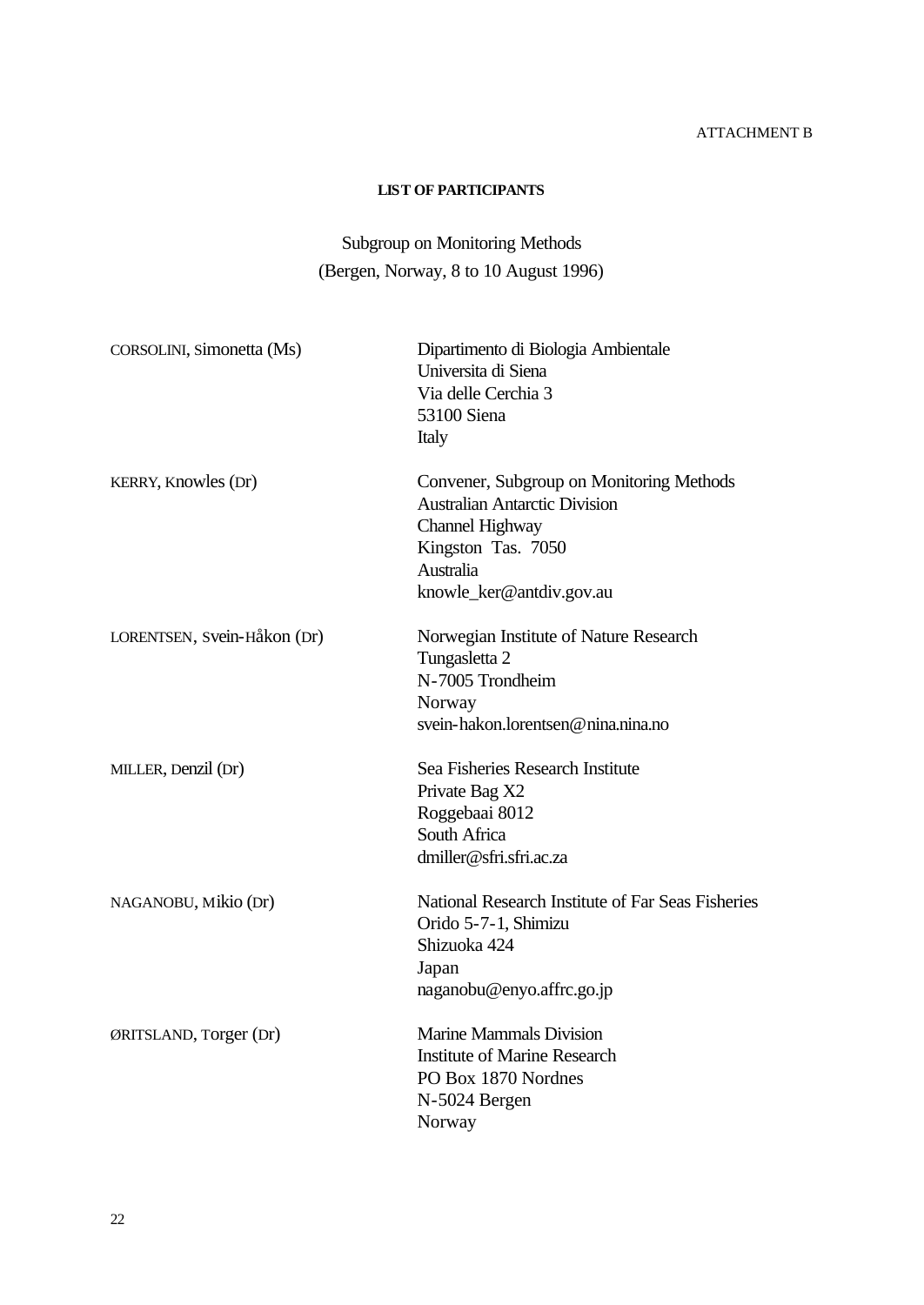ATTACHMENT B

**LIST OF PARTICIPANTS**

Subgroup on Monitoring Methods
(Bergen, Norway, 8 to 10 August 1996)

| | |
|---|---|
| CORSOLINI, Simonetta (Ms) | Dipartimento di Biologia Ambientale<br>Universita di Siena<br>Via delle Cerchia 3<br>53100 Siena<br>Italy |
| KERRY, Knowles (Dr) | Convener, Subgroup on Monitoring Methods<br>Australian Antarctic Division<br>Channel Highway<br>Kingston Tas. 7050<br>Australia<br>knowle_ker@antdiv.gov.au |
| LORENTSEN, Svein-Håkon (Dr) | Norwegian Institute of Nature Research<br>Tungasletta 2<br>N-7005 Trondheim<br>Norway<br>svein-hakon.lorentsen@nina.nina.no |
| MILLER, Denzil (Dr) | Sea Fisheries Research Institute<br>Private Bag X2<br>Roggebaai 8012<br>South Africa<br>dmiller@sfri.sfri.ac.za |
| NAGANOBU, Mikio (Dr) | National Research Institute of Far Seas Fisheries<br>Orido 5-7-1, Shimizu<br>Shizuoka 424<br>Japan<br>naganobu@enyo.affrc.go.jp |
| ØRITSLAND, Torger (Dr) | Marine Mammals Division<br>Institute of Marine Research<br>PO Box 1870 Nordnes<br>N-5024 Bergen<br>Norway |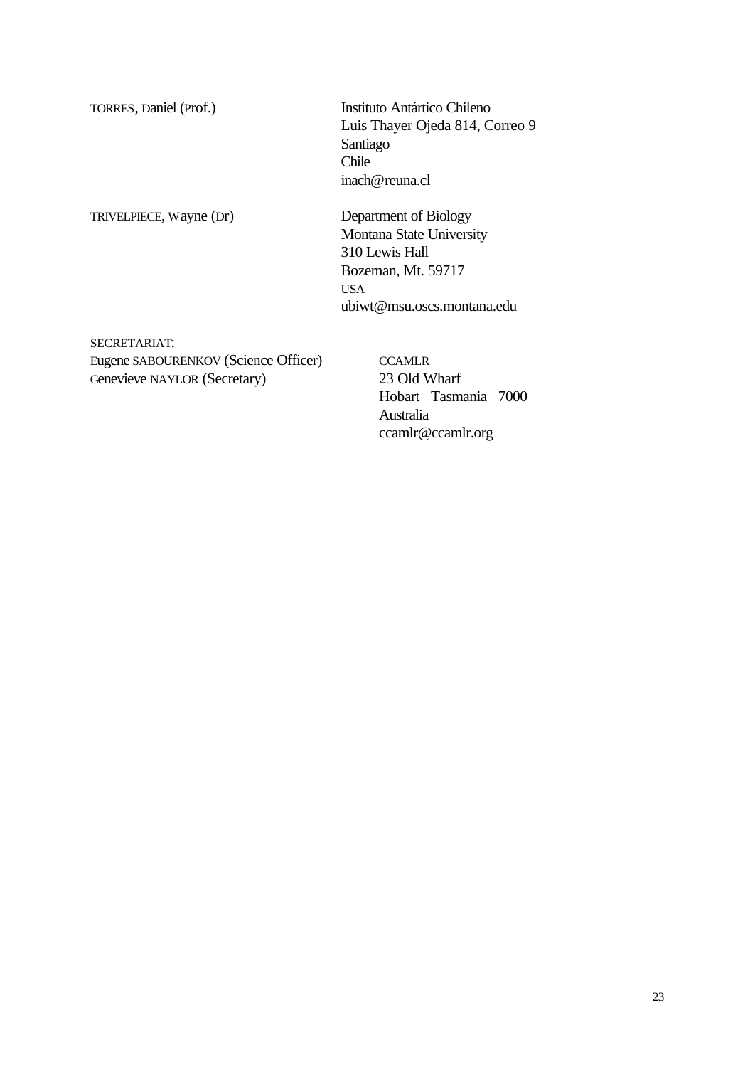| | |
|---|---|
| TORRES, Daniel (Prof.) | Instituto Antártico Chileno<br>Luis Thayer Ojeda 814, Correo 9<br>Santiago<br>Chile<br>inach@reuna.cl |
| TRIVELPIECE, Wayne (Dr) | Department of Biology<br>Montana State University<br>310 Lewis Hall<br>Bozeman, Mt. 59717<br>USA<br>ubiwt@msu.oscs.montana.edu |

SECRETARIAT:

| | |
|---|---|
| Eugene SABOURENKOV (Science Officer)<br>Genevieve NAYLOR (Secretary) | CCAMLR<br>23 Old Wharf<br>Hobart Tasmania 7000<br>Australia<br>ccamlr@ccamlr.org |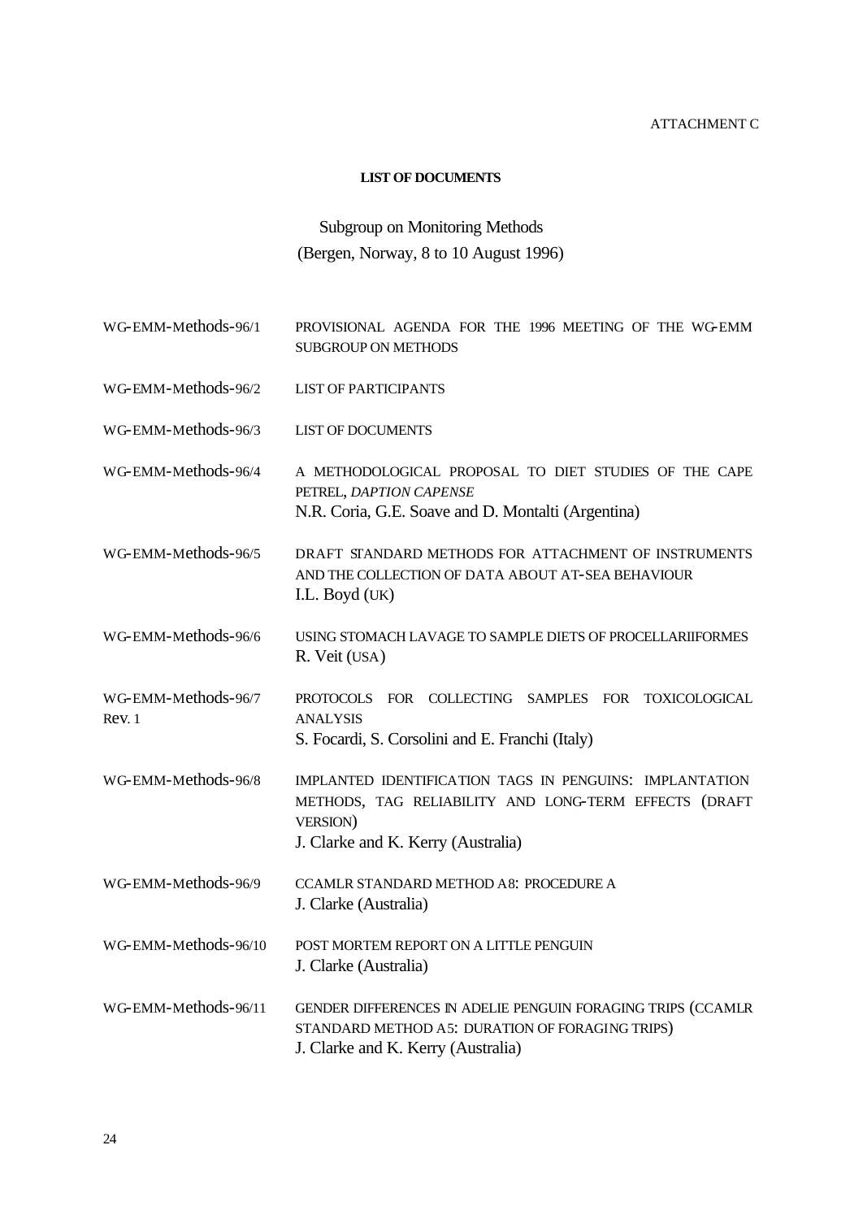ATTACHMENT C

**LIST OF DOCUMENTS**

Subgroup on Monitoring Methods
(Bergen, Norway, 8 to 10 August 1996)

| | |
|---|---|
| WG-EMM-Methods-96/1 | PROVISIONAL AGENDA FOR THE 1996 MEETING OF THE WG-EMM SUBGROUP ON METHODS |
| WG-EMM-Methods-96/2 | LIST OF PARTICIPANTS |
| WG-EMM-Methods-96/3 | LIST OF DOCUMENTS |
| WG-EMM-Methods-96/4 | A METHODOLOGICAL PROPOSAL TO DIET STUDIES OF THE CAPE PETREL, *DAPTION CAPENSE*<br>N.R. Coria, G.E. Soave and D. Montalti (Argentina) |
| WG-EMM-Methods-96/5 | DRAFT STANDARD METHODS FOR ATTACHMENT OF INSTRUMENTS AND THE COLLECTION OF DATA ABOUT AT-SEA BEHAVIOUR<br>I.L. Boyd (UK) |
| WG-EMM-Methods-96/6 | USING STOMACH LAVAGE TO SAMPLE DIETS OF PROCELLARIIFORMES<br>R. Veit (USA) |
| WG-EMM-Methods-96/7 Rev. 1 | PROTOCOLS FOR COLLECTING SAMPLES FOR TOXICOLOGICAL ANALYSIS<br>S. Focardi, S. Corsolini and E. Franchi (Italy) |
| WG-EMM-Methods-96/8 | IMPLANTED IDENTIFICATION TAGS IN PENGUINS: IMPLANTATION METHODS, TAG RELIABILITY AND LONG-TERM EFFECTS (DRAFT VERSION)<br>J. Clarke and K. Kerry (Australia) |
| WG-EMM-Methods-96/9 | CCAMLR STANDARD METHOD A8: PROCEDURE A<br>J. Clarke (Australia) |
| WG-EMM-Methods-96/10 | POST MORTEM REPORT ON A LITTLE PENGUIN<br>J. Clarke (Australia) |
| WG-EMM-Methods-96/11 | GENDER DIFFERENCES IN ADELIE PENGUIN FORAGING TRIPS (CCAMLR STANDARD METHOD A5: DURATION OF FORAGING TRIPS)<br>J. Clarke and K. Kerry (Australia) |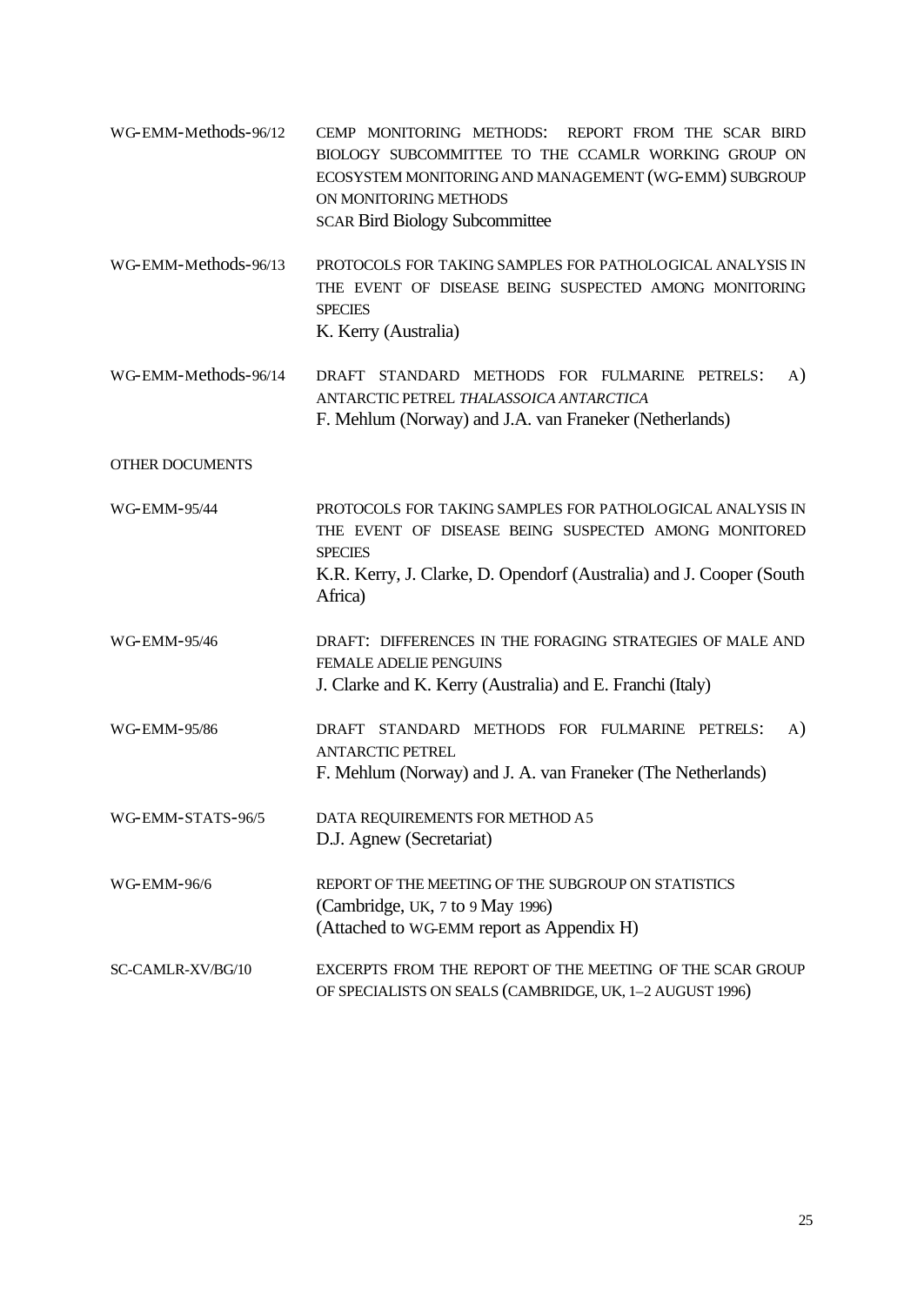| | |
|---|---|
| WG-EMM-Methods-96/12 | CEMP MONITORING METHODS: REPORT FROM THE SCAR BIRD BIOLOGY SUBCOMMITTEE TO THE CCAMLR WORKING GROUP ON ECOSYSTEM MONITORING AND MANAGEMENT (WG-EMM) SUBGROUP ON MONITORING METHODS<br>SCAR Bird Biology Subcommittee |
| WG-EMM-Methods-96/13 | PROTOCOLS FOR TAKING SAMPLES FOR PATHOLOGICAL ANALYSIS IN THE EVENT OF DISEASE BEING SUSPECTED AMONG MONITORING SPECIES<br>K. Kerry (Australia) |
| WG-EMM-Methods-96/14 | DRAFT STANDARD METHODS FOR FULMARINE PETRELS: A) ANTARCTIC PETREL *THALASSOICA ANTARCTICA*<br>F. Mehlum (Norway) and J.A. van Franeker (Netherlands) |

OTHER DOCUMENTS

| | |
|---|---|
| WG-EMM-95/44 | PROTOCOLS FOR TAKING SAMPLES FOR PATHOLOGICAL ANALYSIS IN THE EVENT OF DISEASE BEING SUSPECTED AMONG MONITORED SPECIES<br>K.R. Kerry, J. Clarke, D. Opendorf (Australia) and J. Cooper (South Africa) |
| WG-EMM-95/46 | DRAFT: DIFFERENCES IN THE FORAGING STRATEGIES OF MALE AND FEMALE ADELIE PENGUINS<br>J. Clarke and K. Kerry (Australia) and E. Franchi (Italy) |
| WG-EMM-95/86 | DRAFT STANDARD METHODS FOR FULMARINE PETRELS: A) ANTARCTIC PETREL<br>F. Mehlum (Norway) and J. A. van Franeker (The Netherlands) |
| WG-EMM-STATS-96/5 | DATA REQUIREMENTS FOR METHOD A5<br>D.J. Agnew (Secretariat) |
| WG-EMM-96/6 | REPORT OF THE MEETING OF THE SUBGROUP ON STATISTICS<br>(Cambridge, UK, 7 to 9 May 1996)<br>(Attached to WG-EMM report as Appendix H) |
| SC-CAMLR-XV/BG/10 | EXCERPTS FROM THE REPORT OF THE MEETING OF THE SCAR GROUP OF SPECIALISTS ON SEALS (CAMBRIDGE, UK, 1–2 AUGUST 1996) |